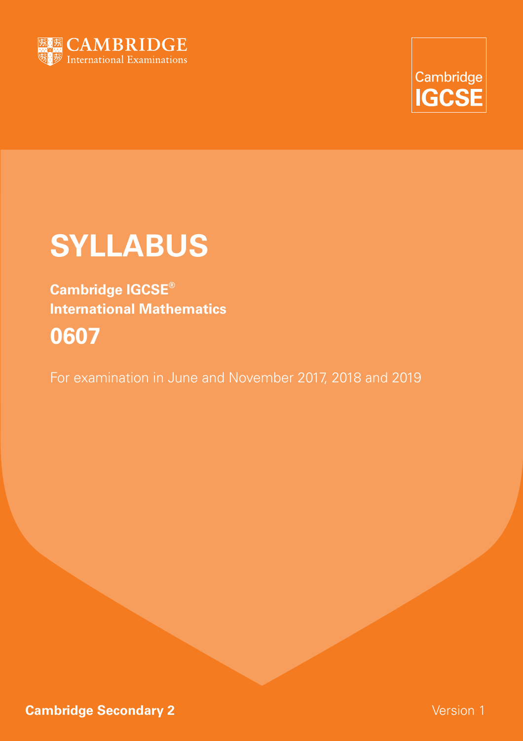CAMBRIDGE
International Examinations

Cambridge
IGCSE

# SYLLABUS

**Cambridge IGCSE®**
**International Mathematics**

## 0607

For examination in June and November 2017, 2018 and 2019

**Cambridge Secondary 2**

Version 1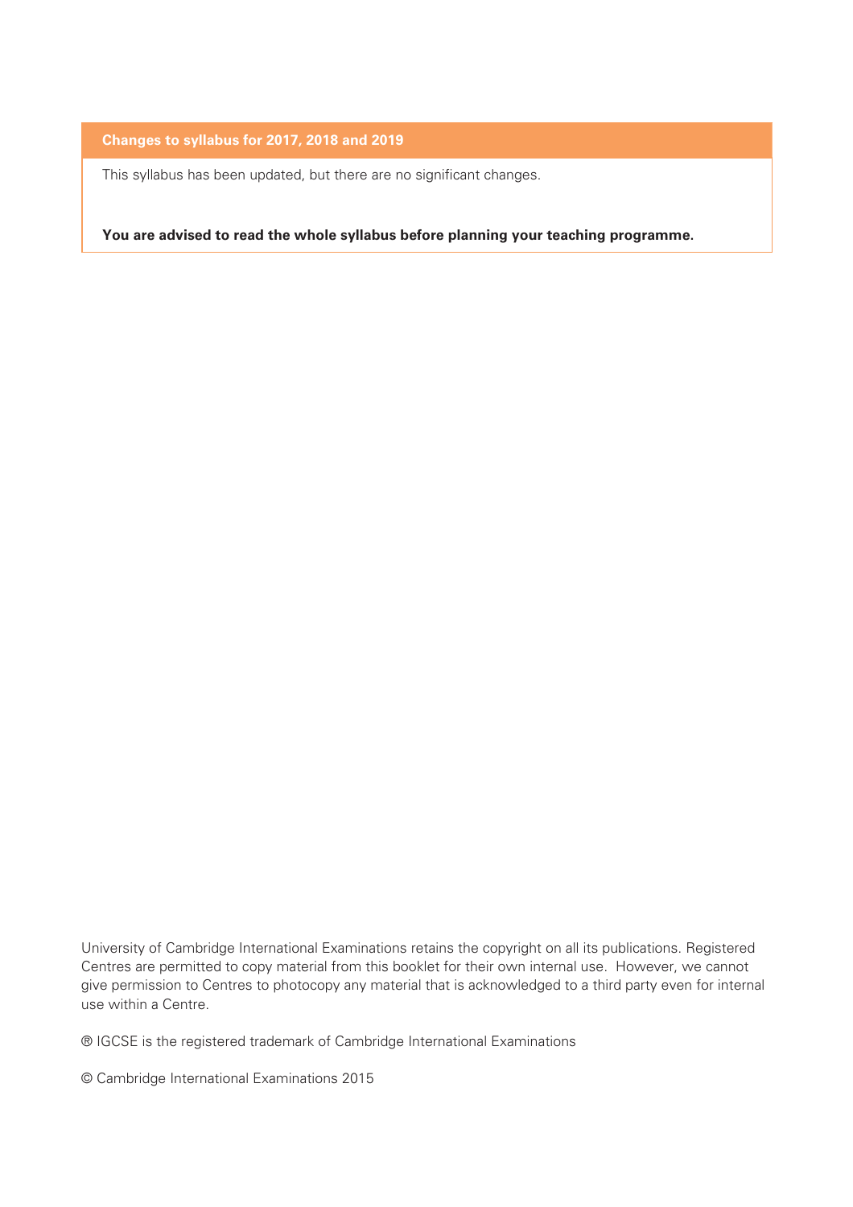**Changes to syllabus for 2017, 2018 and 2019**

This syllabus has been updated, but there are no significant changes.

**You are advised to read the whole syllabus before planning your teaching programme.**

University of Cambridge International Examinations retains the copyright on all its publications. Registered Centres are permitted to copy material from this booklet for their own internal use. However, we cannot give permission to Centres to photocopy any material that is acknowledged to a third party even for internal use within a Centre.

® IGCSE is the registered trademark of Cambridge International Examinations

© Cambridge International Examinations 2015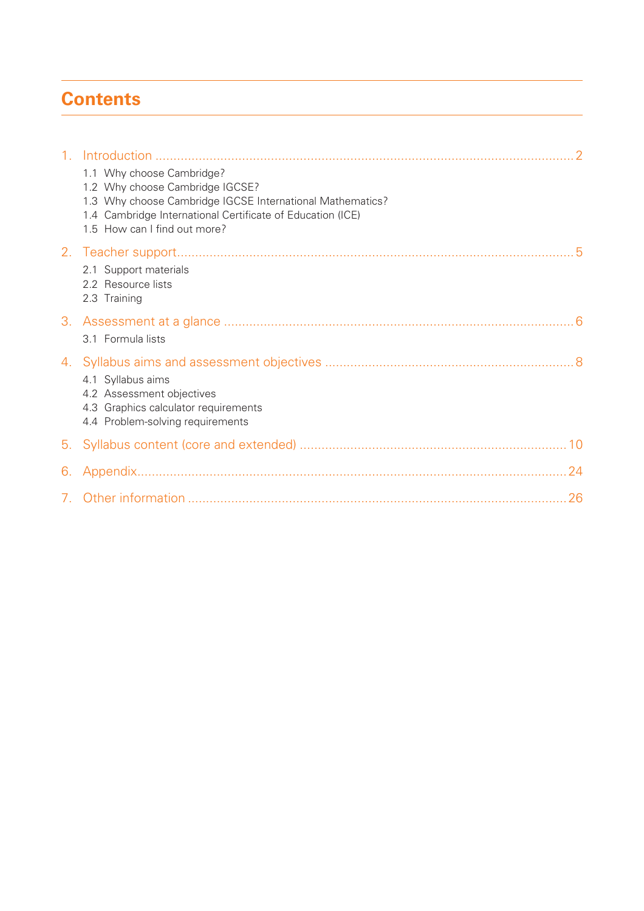# Contents

1. Introduction ........................................................................................................................ 2
   - 1.1 Why choose Cambridge?
   - 1.2 Why choose Cambridge IGCSE?
   - 1.3 Why choose Cambridge IGCSE International Mathematics?
   - 1.4 Cambridge International Certificate of Education (ICE)
   - 1.5 How can I find out more?

2. Teacher support.................................................................................................................. 5
   - 2.1 Support materials
   - 2.2 Resource lists
   - 2.3 Training

3. Assessment at a glance ..................................................................................................... 6
   - 3.1 Formula lists

4. Syllabus aims and assessment objectives ......................................................................... 8
   - 4.1 Syllabus aims
   - 4.2 Assessment objectives
   - 4.3 Graphics calculator requirements
   - 4.4 Problem-solving requirements

5. Syllabus content (core and extended) ............................................................................. 10

6. Appendix........................................................................................................................... 24

7. Other information ............................................................................................................. 26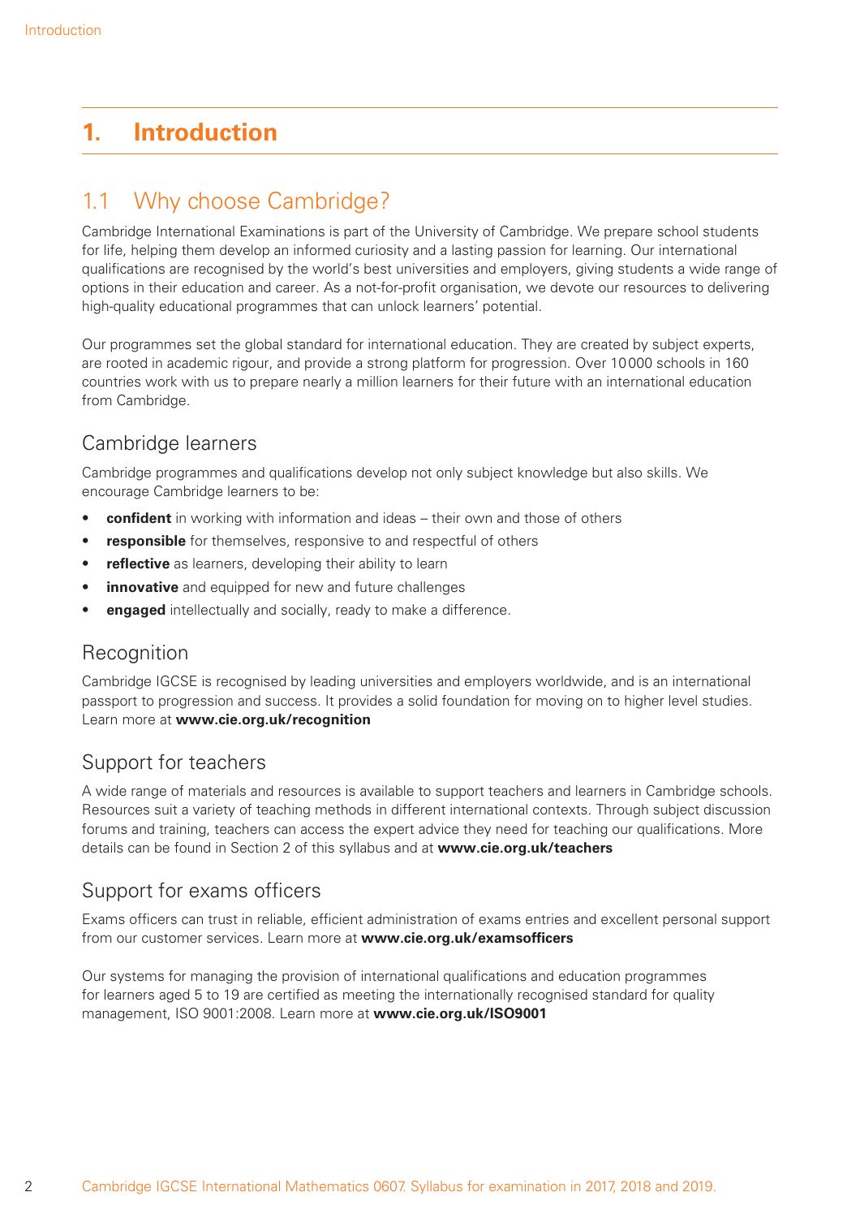# 1. Introduction

## 1.1 Why choose Cambridge?

Cambridge International Examinations is part of the University of Cambridge. We prepare school students for life, helping them develop an informed curiosity and a lasting passion for learning. Our international qualifications are recognised by the world's best universities and employers, giving students a wide range of options in their education and career. As a not-for-profit organisation, we devote our resources to delivering high-quality educational programmes that can unlock learners' potential.

Our programmes set the global standard for international education. They are created by subject experts, are rooted in academic rigour, and provide a strong platform for progression. Over 10000 schools in 160 countries work with us to prepare nearly a million learners for their future with an international education from Cambridge.

### Cambridge learners

Cambridge programmes and qualifications develop not only subject knowledge but also skills. We encourage Cambridge learners to be:

- **confident** in working with information and ideas – their own and those of others
- **responsible** for themselves, responsive to and respectful of others
- **reflective** as learners, developing their ability to learn
- **innovative** and equipped for new and future challenges
- **engaged** intellectually and socially, ready to make a difference.

### Recognition

Cambridge IGCSE is recognised by leading universities and employers worldwide, and is an international passport to progression and success. It provides a solid foundation for moving on to higher level studies. Learn more at **www.cie.org.uk/recognition**

### Support for teachers

A wide range of materials and resources is available to support teachers and learners in Cambridge schools. Resources suit a variety of teaching methods in different international contexts. Through subject discussion forums and training, teachers can access the expert advice they need for teaching our qualifications. More details can be found in Section 2 of this syllabus and at **www.cie.org.uk/teachers**

### Support for exams officers

Exams officers can trust in reliable, efficient administration of exams entries and excellent personal support from our customer services. Learn more at **www.cie.org.uk/examsofficers**

Our systems for managing the provision of international qualifications and education programmes for learners aged 5 to 19 are certified as meeting the internationally recognised standard for quality management, ISO 9001:2008. Learn more at **www.cie.org.uk/ISO9001**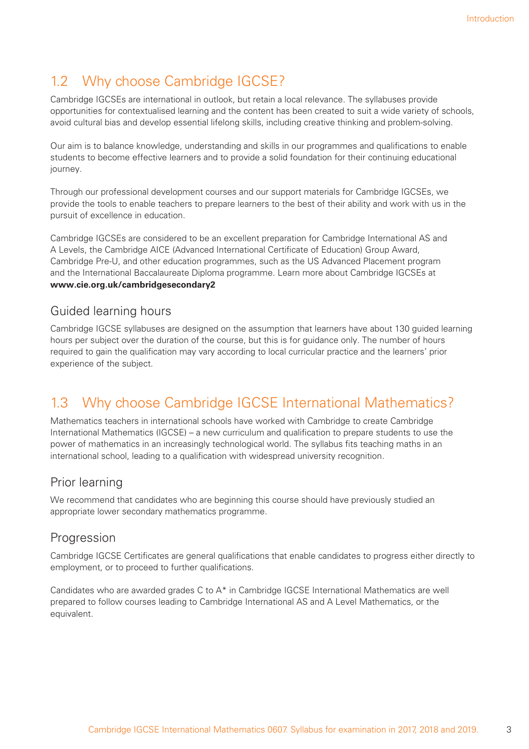## 1.2 Why choose Cambridge IGCSE?

Cambridge IGCSEs are international in outlook, but retain a local relevance. The syllabuses provide opportunities for contextualised learning and the content has been created to suit a wide variety of schools, avoid cultural bias and develop essential lifelong skills, including creative thinking and problem-solving.

Our aim is to balance knowledge, understanding and skills in our programmes and qualifications to enable students to become effective learners and to provide a solid foundation for their continuing educational journey.

Through our professional development courses and our support materials for Cambridge IGCSEs, we provide the tools to enable teachers to prepare learners to the best of their ability and work with us in the pursuit of excellence in education.

Cambridge IGCSEs are considered to be an excellent preparation for Cambridge International AS and A Levels, the Cambridge AICE (Advanced International Certificate of Education) Group Award, Cambridge Pre-U, and other education programmes, such as the US Advanced Placement program and the International Baccalaureate Diploma programme. Learn more about Cambridge IGCSEs at **www.cie.org.uk/cambridgesecondary2**

### Guided learning hours

Cambridge IGCSE syllabuses are designed on the assumption that learners have about 130 guided learning hours per subject over the duration of the course, but this is for guidance only. The number of hours required to gain the qualification may vary according to local curricular practice and the learners' prior experience of the subject.

## 1.3 Why choose Cambridge IGCSE International Mathematics?

Mathematics teachers in international schools have worked with Cambridge to create Cambridge International Mathematics (IGCSE) – a new curriculum and qualification to prepare students to use the power of mathematics in an increasingly technological world. The syllabus fits teaching maths in an international school, leading to a qualification with widespread university recognition.

### Prior learning

We recommend that candidates who are beginning this course should have previously studied an appropriate lower secondary mathematics programme.

### Progression

Cambridge IGCSE Certificates are general qualifications that enable candidates to progress either directly to employment, or to proceed to further qualifications.

Candidates who are awarded grades C to A* in Cambridge IGCSE International Mathematics are well prepared to follow courses leading to Cambridge International AS and A Level Mathematics, or the equivalent.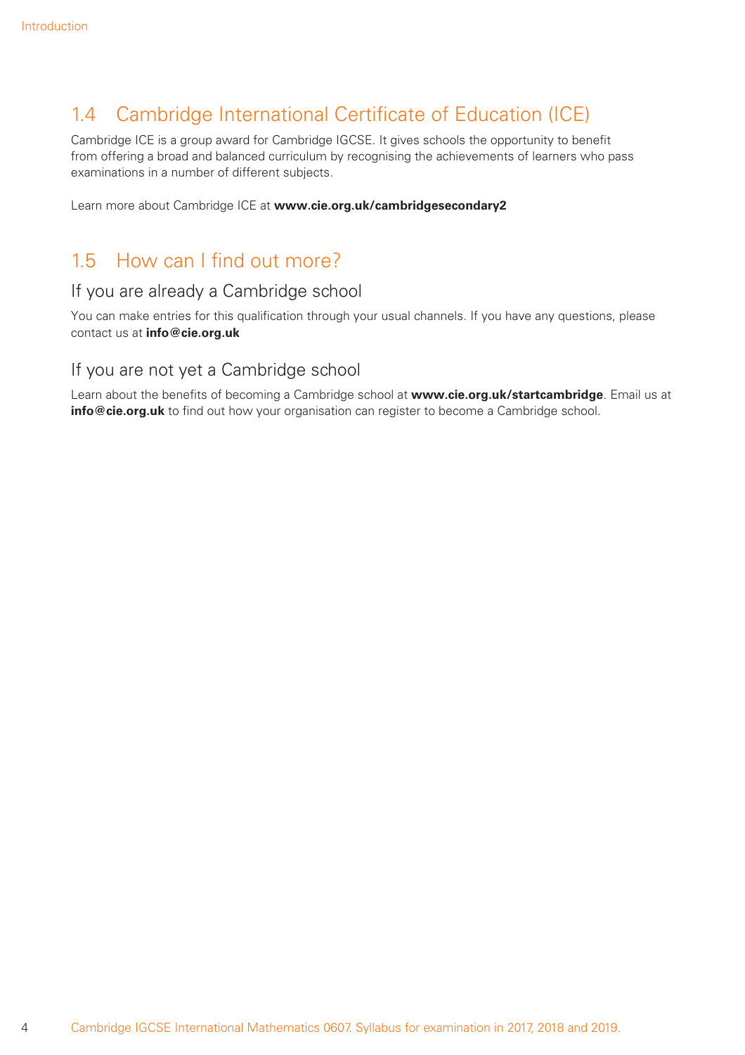## 1.4 Cambridge International Certificate of Education (ICE)

Cambridge ICE is a group award for Cambridge IGCSE. It gives schools the opportunity to benefit from offering a broad and balanced curriculum by recognising the achievements of learners who pass examinations in a number of different subjects.

Learn more about Cambridge ICE at **www.cie.org.uk/cambridgesecondary2**

## 1.5 How can I find out more?

### If you are already a Cambridge school

You can make entries for this qualification through your usual channels. If you have any questions, please contact us at **info@cie.org.uk**

### If you are not yet a Cambridge school

Learn about the benefits of becoming a Cambridge school at **www.cie.org.uk/startcambridge**. Email us at **info@cie.org.uk** to find out how your organisation can register to become a Cambridge school.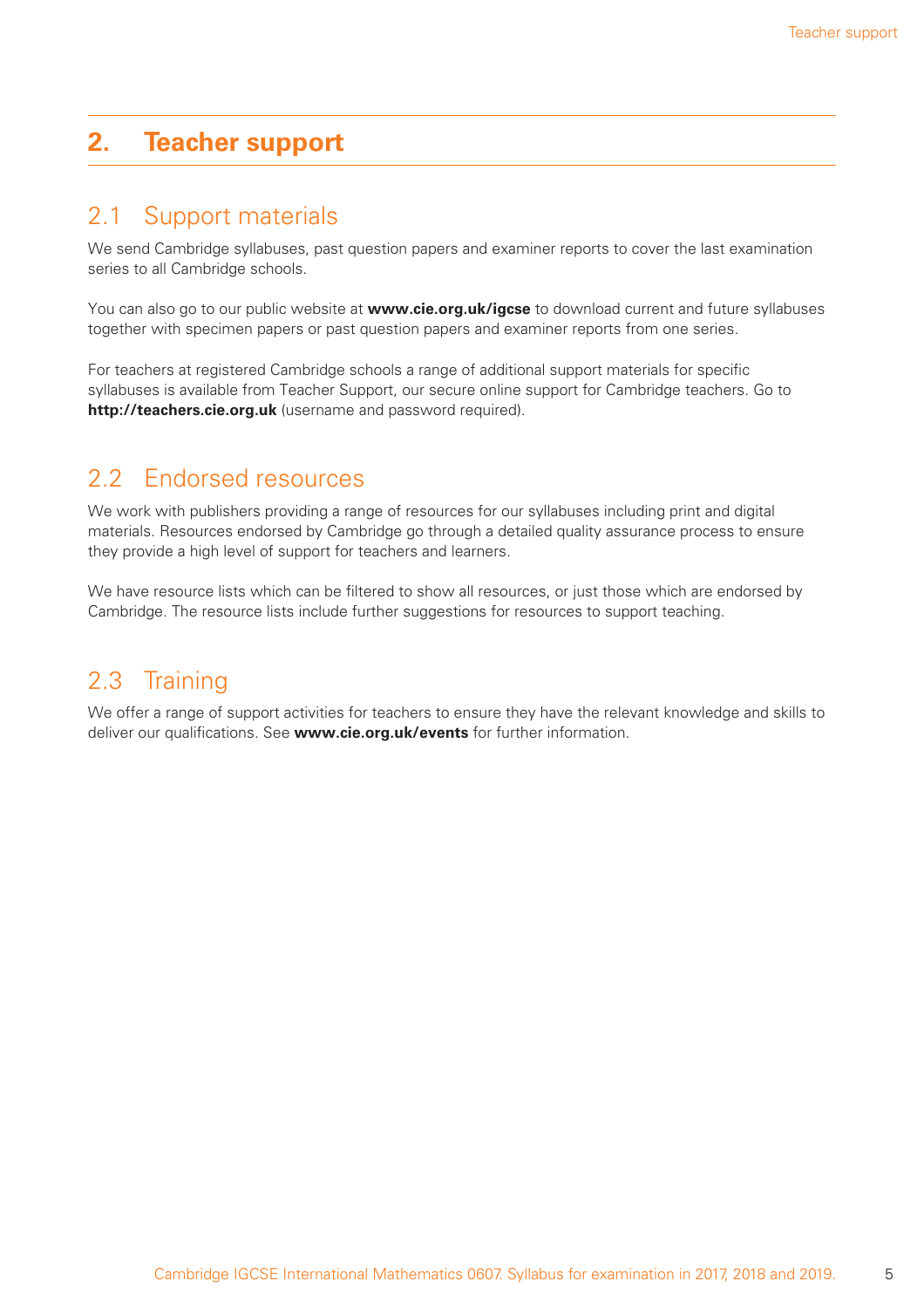# 2. Teacher support

## 2.1 Support materials

We send Cambridge syllabuses, past question papers and examiner reports to cover the last examination series to all Cambridge schools.

You can also go to our public website at **www.cie.org.uk/igcse** to download current and future syllabuses together with specimen papers or past question papers and examiner reports from one series.

For teachers at registered Cambridge schools a range of additional support materials for specific syllabuses is available from Teacher Support, our secure online support for Cambridge teachers. Go to **http://teachers.cie.org.uk** (username and password required).

## 2.2 Endorsed resources

We work with publishers providing a range of resources for our syllabuses including print and digital materials. Resources endorsed by Cambridge go through a detailed quality assurance process to ensure they provide a high level of support for teachers and learners.

We have resource lists which can be filtered to show all resources, or just those which are endorsed by Cambridge. The resource lists include further suggestions for resources to support teaching.

## 2.3 Training

We offer a range of support activities for teachers to ensure they have the relevant knowledge and skills to deliver our qualifications. See **www.cie.org.uk/events** for further information.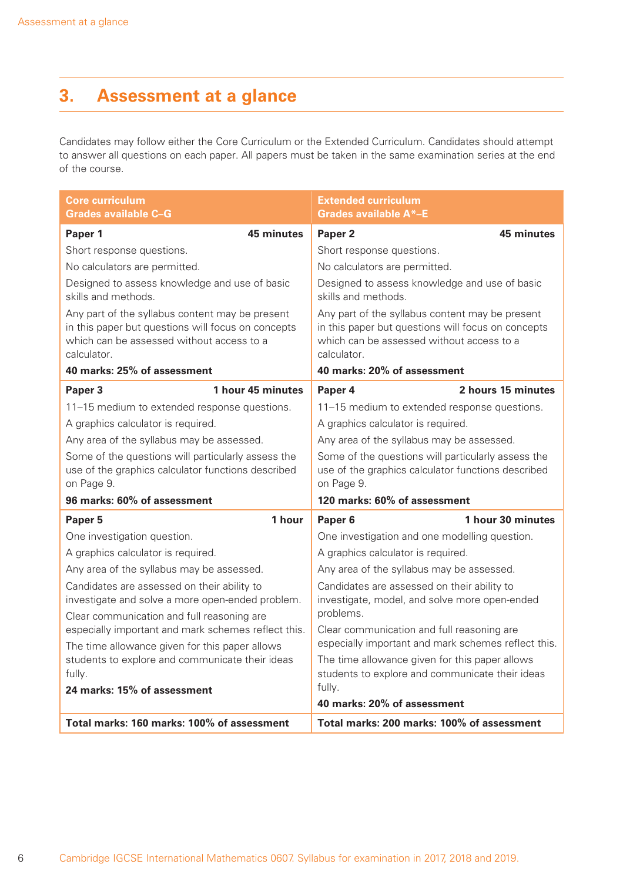# 3. Assessment at a glance

Candidates may follow either the Core Curriculum or the Extended Curriculum. Candidates should attempt to answer all questions on each paper. All papers must be taken in the same examination series at the end of the course.

| Core curriculum<br>Grades available C–G | Extended curriculum<br>Grades available A*–E |
|---|---|
| **Paper 1** **45 minutes**<br>Short response questions.<br>No calculators are permitted.<br>Designed to assess knowledge and use of basic skills and methods.<br>Any part of the syllabus content may be present in this paper but questions will focus on concepts which can be assessed without access to a calculator.<br>**40 marks: 25% of assessment** | **Paper 2** **45 minutes**<br>Short response questions.<br>No calculators are permitted.<br>Designed to assess knowledge and use of basic skills and methods.<br>Any part of the syllabus content may be present in this paper but questions will focus on concepts which can be assessed without access to a calculator.<br>**40 marks: 20% of assessment** |
| **Paper 3** **1 hour 45 minutes**<br>11–15 medium to extended response questions.<br>A graphics calculator is required.<br>Any area of the syllabus may be assessed.<br>Some of the questions will particularly assess the use of the graphics calculator functions described on Page 9.<br>**96 marks: 60% of assessment** | **Paper 4** **2 hours 15 minutes**<br>11–15 medium to extended response questions.<br>A graphics calculator is required.<br>Any area of the syllabus may be assessed.<br>Some of the questions will particularly assess the use of the graphics calculator functions described on Page 9.<br>**120 marks: 60% of assessment** |
| **Paper 5** **1 hour**<br>One investigation question.<br>A graphics calculator is required.<br>Any area of the syllabus may be assessed.<br>Candidates are assessed on their ability to investigate and solve a more open-ended problem.<br>Clear communication and full reasoning are especially important and mark schemes reflect this.<br>The time allowance given for this paper allows students to explore and communicate their ideas fully.<br>**24 marks: 15% of assessment** | **Paper 6** **1 hour 30 minutes**<br>One investigation and one modelling question.<br>A graphics calculator is required.<br>Any area of the syllabus may be assessed.<br>Candidates are assessed on their ability to investigate, model, and solve more open-ended problems.<br>Clear communication and full reasoning are especially important and mark schemes reflect this.<br>The time allowance given for this paper allows students to explore and communicate their ideas fully.<br>**40 marks: 20% of assessment** |
| **Total marks: 160 marks: 100% of assessment** | **Total marks: 200 marks: 100% of assessment** |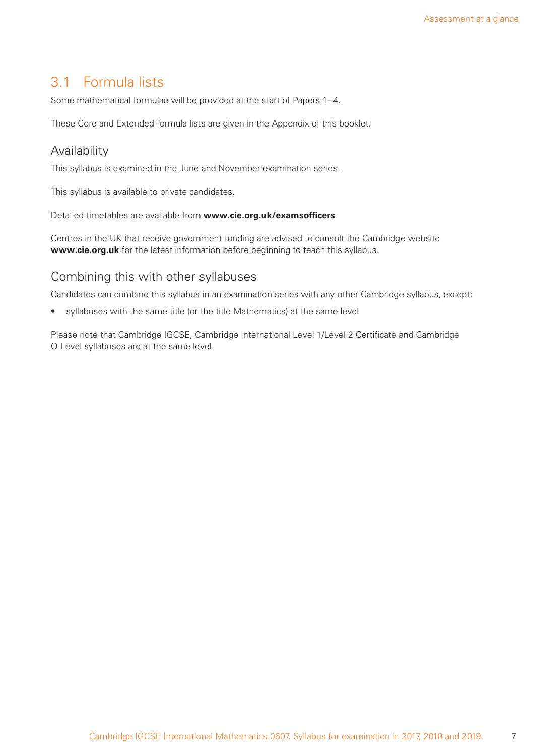## 3.1 Formula lists

Some mathematical formulae will be provided at the start of Papers 1–4.

These Core and Extended formula lists are given in the Appendix of this booklet.

### Availability

This syllabus is examined in the June and November examination series.

This syllabus is available to private candidates.

Detailed timetables are available from **www.cie.org.uk/examsofficers**

Centres in the UK that receive government funding are advised to consult the Cambridge website **www.cie.org.uk** for the latest information before beginning to teach this syllabus.

### Combining this with other syllabuses

Candidates can combine this syllabus in an examination series with any other Cambridge syllabus, except:

- syllabuses with the same title (or the title Mathematics) at the same level

Please note that Cambridge IGCSE, Cambridge International Level 1/Level 2 Certificate and Cambridge O Level syllabuses are at the same level.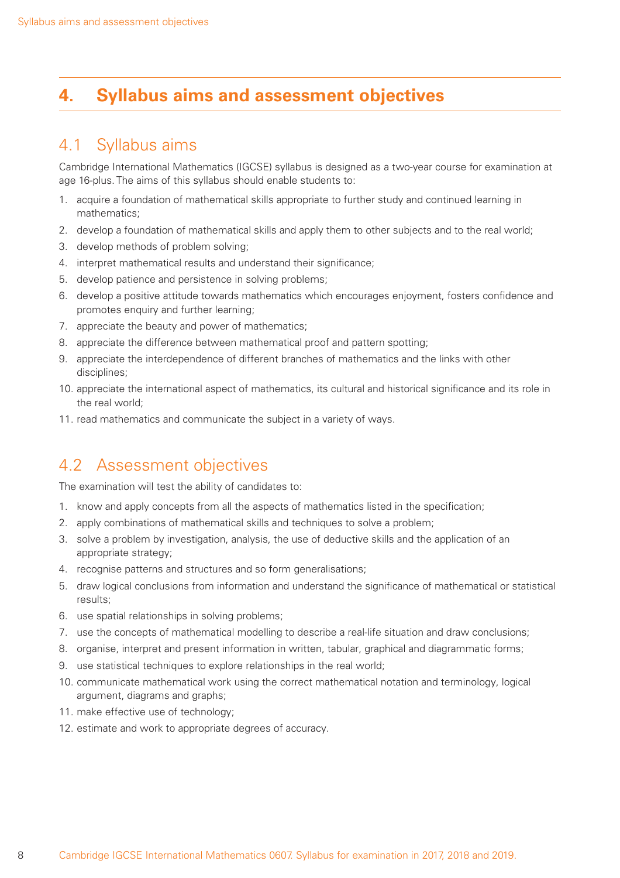# 4. Syllabus aims and assessment objectives

## 4.1 Syllabus aims

Cambridge International Mathematics (IGCSE) syllabus is designed as a two-year course for examination at age 16-plus. The aims of this syllabus should enable students to:

1. acquire a foundation of mathematical skills appropriate to further study and continued learning in mathematics;
2. develop a foundation of mathematical skills and apply them to other subjects and to the real world;
3. develop methods of problem solving;
4. interpret mathematical results and understand their significance;
5. develop patience and persistence in solving problems;
6. develop a positive attitude towards mathematics which encourages enjoyment, fosters confidence and promotes enquiry and further learning;
7. appreciate the beauty and power of mathematics;
8. appreciate the difference between mathematical proof and pattern spotting;
9. appreciate the interdependence of different branches of mathematics and the links with other disciplines;
10. appreciate the international aspect of mathematics, its cultural and historical significance and its role in the real world;
11. read mathematics and communicate the subject in a variety of ways.

## 4.2 Assessment objectives

The examination will test the ability of candidates to:

1. know and apply concepts from all the aspects of mathematics listed in the specification;
2. apply combinations of mathematical skills and techniques to solve a problem;
3. solve a problem by investigation, analysis, the use of deductive skills and the application of an appropriate strategy;
4. recognise patterns and structures and so form generalisations;
5. draw logical conclusions from information and understand the significance of mathematical or statistical results;
6. use spatial relationships in solving problems;
7. use the concepts of mathematical modelling to describe a real-life situation and draw conclusions;
8. organise, interpret and present information in written, tabular, graphical and diagrammatic forms;
9. use statistical techniques to explore relationships in the real world;
10. communicate mathematical work using the correct mathematical notation and terminology, logical argument, diagrams and graphs;
11. make effective use of technology;
12. estimate and work to appropriate degrees of accuracy.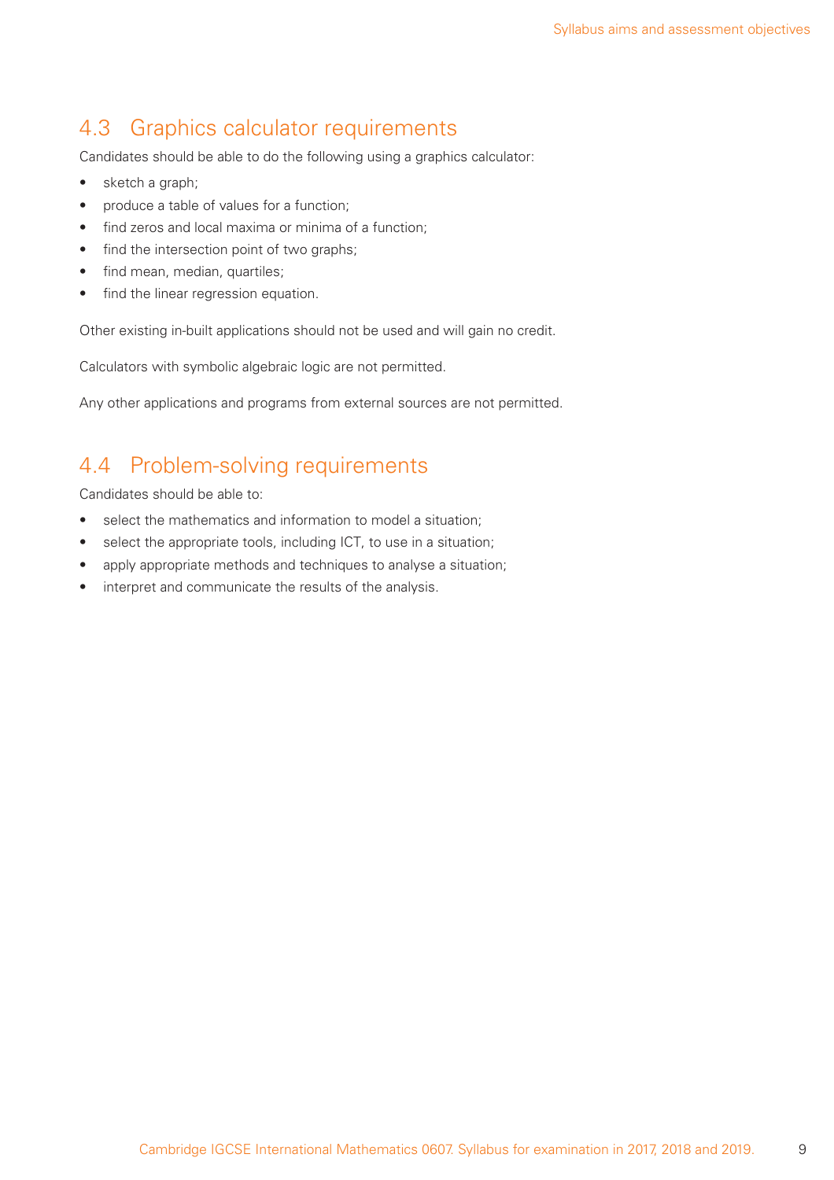## 4.3 Graphics calculator requirements

Candidates should be able to do the following using a graphics calculator:

- sketch a graph;
- produce a table of values for a function;
- find zeros and local maxima or minima of a function;
- find the intersection point of two graphs;
- find mean, median, quartiles;
- find the linear regression equation.

Other existing in-built applications should not be used and will gain no credit.

Calculators with symbolic algebraic logic are not permitted.

Any other applications and programs from external sources are not permitted.

## 4.4 Problem-solving requirements

Candidates should be able to:

- select the mathematics and information to model a situation;
- select the appropriate tools, including ICT, to use in a situation;
- apply appropriate methods and techniques to analyse a situation;
- interpret and communicate the results of the analysis.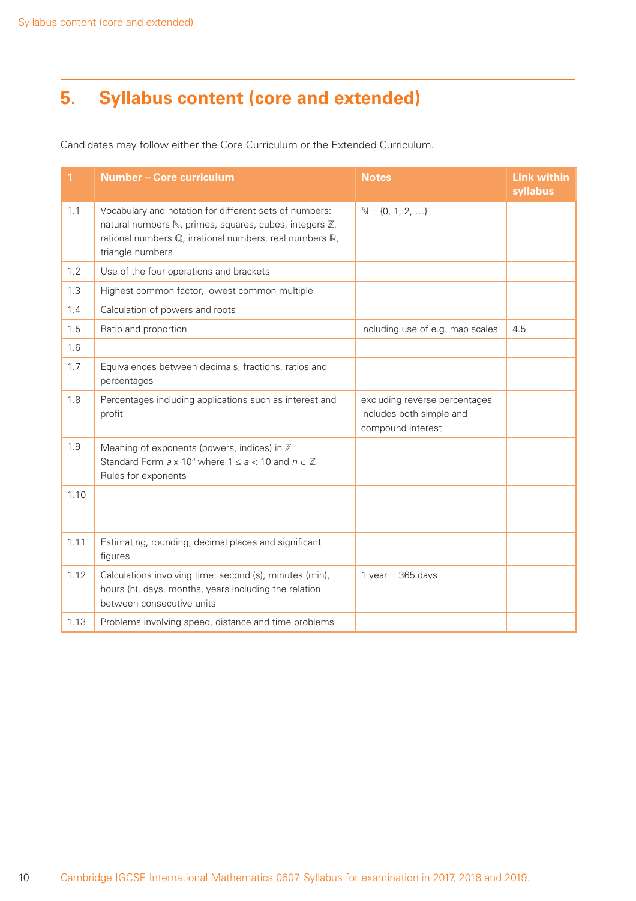## 5. Syllabus content (core and extended)

Candidates may follow either the Core Curriculum or the Extended Curriculum.

| 1 | Number – Core curriculum | Notes | Link within syllabus |
|---|---|---|---|
| 1.1 | Vocabulary and notation for different sets of numbers: natural numbers $\mathbb{N}$, primes, squares, cubes, integers $\mathbb{Z}$, rational numbers $\mathbb{Q}$, irrational numbers, real numbers $\mathbb{R}$, triangle numbers | $\mathbb{N} = \{0, 1, 2, \ldots\}$ | |
| 1.2 | Use of the four operations and brackets | | |
| 1.3 | Highest common factor, lowest common multiple | | |
| 1.4 | Calculation of powers and roots | | |
| 1.5 | Ratio and proportion | including use of e.g. map scales | 4.5 |
| 1.6 | | | |
| 1.7 | Equivalences between decimals, fractions, ratios and percentages | | |
| 1.8 | Percentages including applications such as interest and profit | excluding reverse percentages<br>includes both simple and compound interest | |
| 1.9 | Meaning of exponents (powers, indices) in $\mathbb{Z}$<br>Standard Form $a \times 10^n$ where $1 \leq a < 10$ and $n \in \mathbb{Z}$<br>Rules for exponents | | |
| 1.10 | | | |
| 1.11 | Estimating, rounding, decimal places and significant figures | | |
| 1.12 | Calculations involving time: second (s), minutes (min), hours (h), days, months, years including the relation between consecutive units | 1 year = 365 days | |
| 1.13 | Problems involving speed, distance and time problems | | |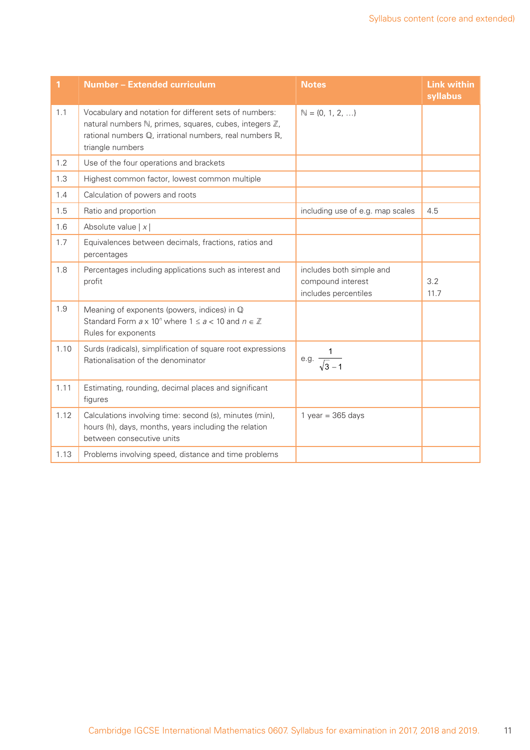| 1 | Number – Extended curriculum | Notes | Link within syllabus |
|---|---|---|---|
| 1.1 | Vocabulary and notation for different sets of numbers: natural numbers $\mathbb{N}$, primes, squares, cubes, integers $\mathbb{Z}$, rational numbers $\mathbb{Q}$, irrational numbers, real numbers $\mathbb{R}$, triangle numbers | $\mathbb{N} = \{0, 1, 2, \ldots\}$ | |
| 1.2 | Use of the four operations and brackets | | |
| 1.3 | Highest common factor, lowest common multiple | | |
| 1.4 | Calculation of powers and roots | | |
| 1.5 | Ratio and proportion | including use of e.g. map scales | 4.5 |
| 1.6 | Absolute value $\lvert x \rvert$ | | |
| 1.7 | Equivalences between decimals, fractions, ratios and percentages | | |
| 1.8 | Percentages including applications such as interest and profit | includes both simple and compound interest<br>includes percentiles | 3.2<br>11.7 |
| 1.9 | Meaning of exponents (powers, indices) in $\mathbb{Q}$<br>Standard Form $a \times 10^n$ where $1 \le a < 10$ and $n \in \mathbb{Z}$<br>Rules for exponents | | |
| 1.10 | Surds (radicals), simplification of square root expressions<br>Rationalisation of the denominator | e.g. $\dfrac{1}{\sqrt{3} - 1}$ | |
| 1.11 | Estimating, rounding, decimal places and significant figures | | |
| 1.12 | Calculations involving time: second (s), minutes (min), hours (h), days, months, years including the relation between consecutive units | 1 year = 365 days | |
| 1.13 | Problems involving speed, distance and time problems | | |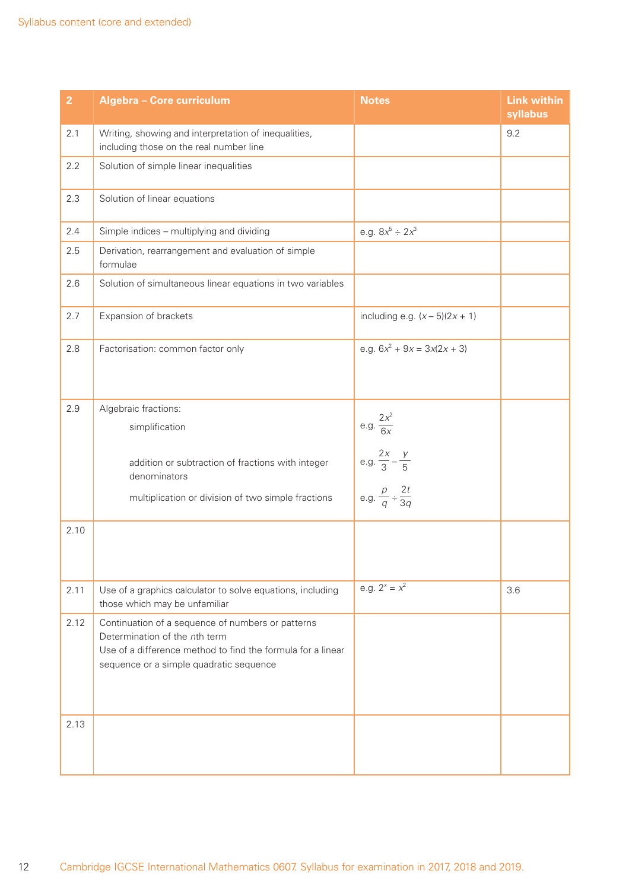| 2 | Algebra – Core curriculum | Notes | Link within syllabus |
|---|---|---|---|
| 2.1 | Writing, showing and interpretation of inequalities, including those on the real number line | | 9.2 |
| 2.2 | Solution of simple linear inequalities | | |
| 2.3 | Solution of linear equations | | |
| 2.4 | Simple indices – multiplying and dividing | e.g. $8x^5 \div 2x^3$ | |
| 2.5 | Derivation, rearrangement and evaluation of simple formulae | | |
| 2.6 | Solution of simultaneous linear equations in two variables | | |
| 2.7 | Expansion of brackets | including e.g. $(x - 5)(2x + 1)$ | |
| 2.8 | Factorisation: common factor only | e.g. $6x^2 + 9x = 3x(2x + 3)$ | |
| 2.9 | Algebraic fractions:<br>simplification<br>addition or subtraction of fractions with integer denominators<br>multiplication or division of two simple fractions | e.g. $\frac{2x^2}{6x}$<br>e.g. $\frac{2x}{3} - \frac{y}{5}$<br>e.g. $\frac{p}{q} \div \frac{2t}{3q}$ | |
| 2.10 | | | |
| 2.11 | Use of a graphics calculator to solve equations, including those which may be unfamiliar | e.g. $2^x = x^2$ | 3.6 |
| 2.12 | Continuation of a sequence of numbers or patterns<br>Determination of the *n*th term<br>Use of a difference method to find the formula for a linear sequence or a simple quadratic sequence | | |
| 2.13 | | | |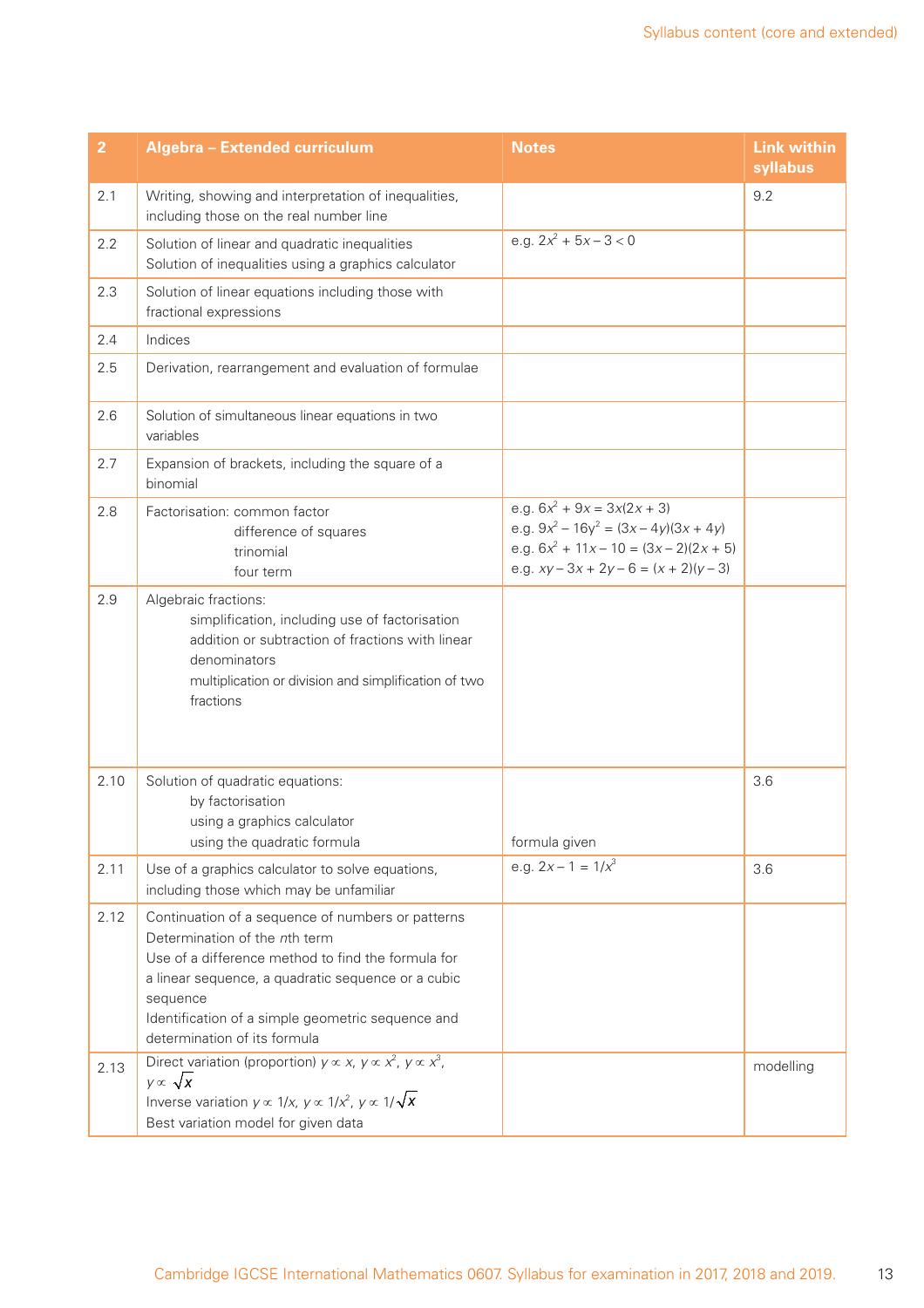| 2 | Algebra – Extended curriculum | Notes | Link within syllabus |
|---|---|---|---|
| 2.1 | Writing, showing and interpretation of inequalities, including those on the real number line | | 9.2 |
| 2.2 | Solution of linear and quadratic inequalities<br>Solution of inequalities using a graphics calculator | e.g. $2x^2 + 5x - 3 < 0$ | |
| 2.3 | Solution of linear equations including those with fractional expressions | | |
| 2.4 | Indices | | |
| 2.5 | Derivation, rearrangement and evaluation of formulae | | |
| 2.6 | Solution of simultaneous linear equations in two variables | | |
| 2.7 | Expansion of brackets, including the square of a binomial | | |
| 2.8 | Factorisation: common factor<br>difference of squares<br>trinomial<br>four term | e.g. $6x^2 + 9x = 3x(2x + 3)$<br>e.g. $9x^2 - 16y^2 = (3x - 4y)(3x + 4y)$<br>e.g. $6x^2 + 11x - 10 = (3x - 2)(2x + 5)$<br>e.g. $xy - 3x + 2y - 6 = (x + 2)(y - 3)$ | |
| 2.9 | Algebraic fractions:<br>simplification, including use of factorisation<br>addition or subtraction of fractions with linear denominators<br>multiplication or division and simplification of two fractions | | |
| 2.10 | Solution of quadratic equations:<br>by factorisation<br>using a graphics calculator<br>using the quadratic formula | formula given | 3.6 |
| 2.11 | Use of a graphics calculator to solve equations, including those which may be unfamiliar | e.g. $2x - 1 = 1/x^3$ | 3.6 |
| 2.12 | Continuation of a sequence of numbers or patterns<br>Determination of the *n*th term<br>Use of a difference method to find the formula for a linear sequence, a quadratic sequence or a cubic sequence<br>Identification of a simple geometric sequence and determination of its formula | | |
| 2.13 | Direct variation (proportion) $y \propto x$, $y \propto x^2$, $y \propto x^3$, $y \propto \sqrt{x}$<br>Inverse variation $y \propto 1/x$, $y \propto 1/x^2$, $y \propto 1/\sqrt{x}$<br>Best variation model for given data | | modelling |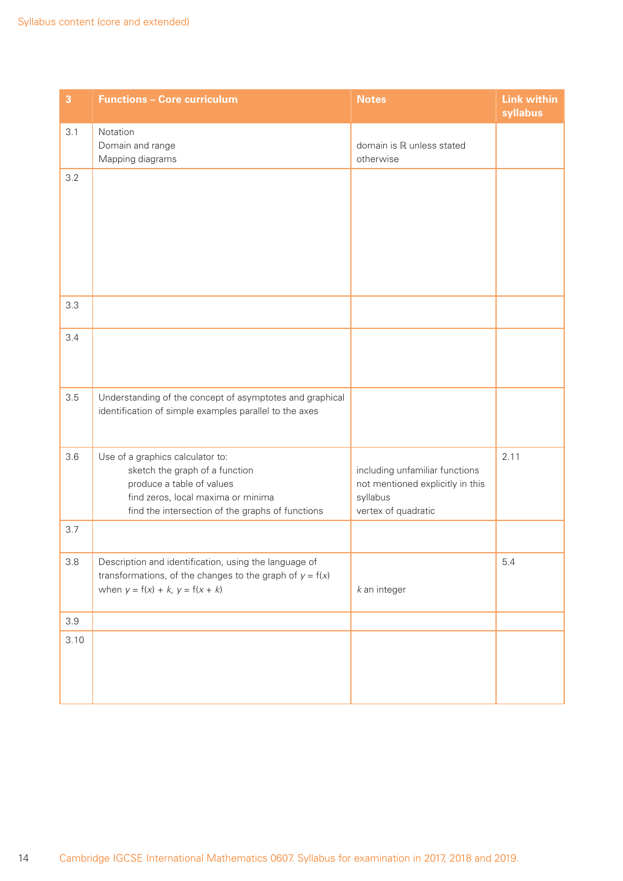| 3 | Functions – Core curriculum | Notes | Link within syllabus |
|---|---|---|---|
| 3.1 | Notation<br>Domain and range<br>Mapping diagrams | domain is ℝ unless stated otherwise | |
| 3.2 | | | |
| 3.3 | | | |
| 3.4 | | | |
| 3.5 | Understanding of the concept of asymptotes and graphical identification of simple examples parallel to the axes | | |
| 3.6 | Use of a graphics calculator to:<br>sketch the graph of a function<br>produce a table of values<br>find zeros, local maxima or minima<br>find the intersection of the graphs of functions | including unfamiliar functions not mentioned explicitly in this syllabus<br>vertex of quadratic | 2.11 |
| 3.7 | | | |
| 3.8 | Description and identification, using the language of transformations, of the changes to the graph of $y = f(x)$ when $y = f(x) + k$, $y = f(x + k)$ | $k$ an integer | 5.4 |
| 3.9 | | | |
| 3.10 | | | |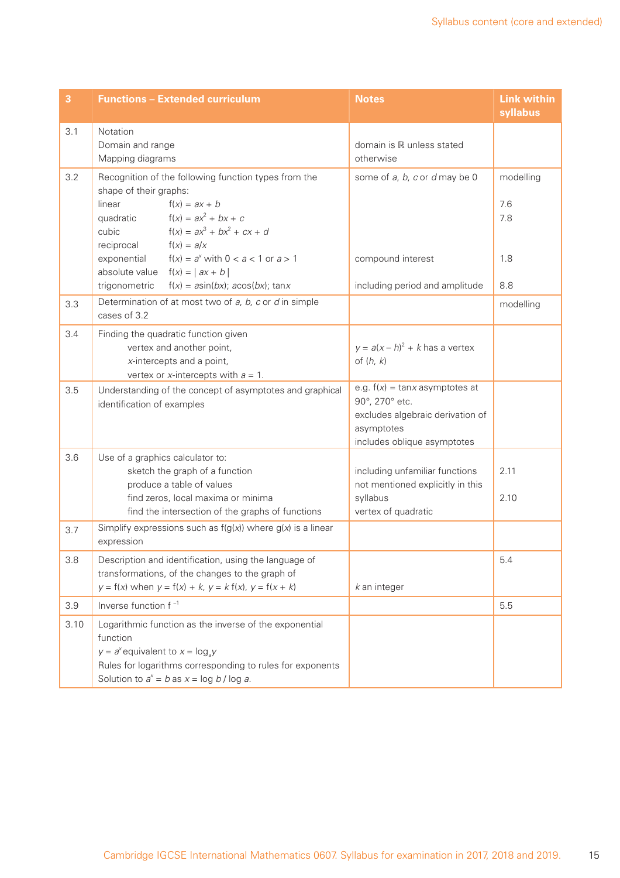| 3 | Functions – Extended curriculum | Notes | Link within syllabus |
|---|---|---|---|
| 3.1 | Notation<br>Domain and range<br>Mapping diagrams | domain is ℝ unless stated otherwise | |
| 3.2 | Recognition of the following function types from the shape of their graphs:<br>linear $f(x) = ax + b$<br>quadratic $f(x) = ax^2 + bx + c$<br>cubic $f(x) = ax^3 + bx^2 + cx + d$<br>reciprocal $f(x) = a/x$<br>exponential $f(x) = a^x$ with $0 < a < 1$ or $a > 1$<br>absolute value $f(x) = \| ax + b \|$<br>trigonometric $f(x) = a\sin(bx)$; $a\cos(bx)$; $\tan x$ | some of $a$, $b$, $c$ or $d$ may be 0<br><br><br><br><br>compound interest<br><br>including period and amplitude | modelling<br><br>7.6<br>7.8<br><br>1.8<br><br>8.8 |
| 3.3 | Determination of at most two of $a$, $b$, $c$ or $d$ in simple cases of 3.2 | | modelling |
| 3.4 | Finding the quadratic function given<br>vertex and another point,<br>$x$-intercepts and a point,<br>vertex or $x$-intercepts with $a = 1$. | $y = a(x - h)^2 + k$ has a vertex of $(h, k)$ | |
| 3.5 | Understanding of the concept of asymptotes and graphical identification of examples | e.g. $f(x) = \tan x$ asymptotes at 90°, 270° etc.<br>excludes algebraic derivation of asymptotes<br>includes oblique asymptotes | |
| 3.6 | Use of a graphics calculator to:<br>sketch the graph of a function<br>produce a table of values<br>find zeros, local maxima or minima<br>find the intersection of the graphs of functions | including unfamiliar functions not mentioned explicitly in this syllabus<br>vertex of quadratic | 2.11<br><br>2.10 |
| 3.7 | Simplify expressions such as $f(g(x))$ where $g(x)$ is a linear expression | | |
| 3.8 | Description and identification, using the language of transformations, of the changes to the graph of $y = f(x)$ when $y = f(x) + k$, $y = k\,f(x)$, $y = f(x + k)$ | $k$ an integer | 5.4 |
| 3.9 | Inverse function $f^{-1}$ | | 5.5 |
| 3.10 | Logarithmic function as the inverse of the exponential function<br>$y = a^x$ equivalent to $x = \log_a y$<br>Rules for logarithms corresponding to rules for exponents<br>Solution to $a^x = b$ as $x = \log b / \log a$. | | |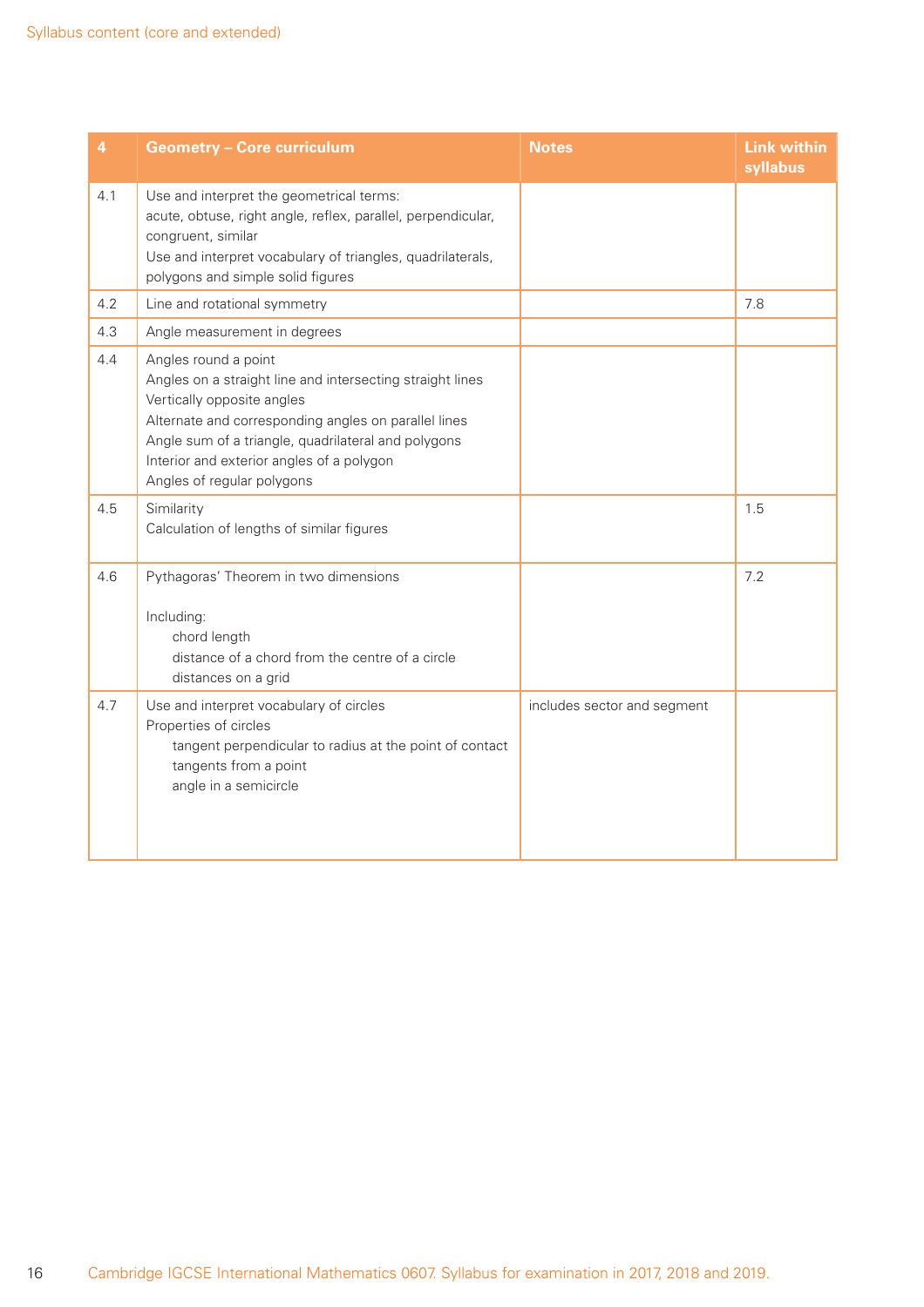| 4 | Geometry – Core curriculum | Notes | Link within syllabus |
|---|---|---|---|
| 4.1 | Use and interpret the geometrical terms:<br>acute, obtuse, right angle, reflex, parallel, perpendicular, congruent, similar<br>Use and interpret vocabulary of triangles, quadrilaterals, polygons and simple solid figures | | |
| 4.2 | Line and rotational symmetry | | 7.8 |
| 4.3 | Angle measurement in degrees | | |
| 4.4 | Angles round a point<br>Angles on a straight line and intersecting straight lines<br>Vertically opposite angles<br>Alternate and corresponding angles on parallel lines<br>Angle sum of a triangle, quadrilateral and polygons<br>Interior and exterior angles of a polygon<br>Angles of regular polygons | | |
| 4.5 | Similarity<br>Calculation of lengths of similar figures | | 1.5 |
| 4.6 | Pythagoras' Theorem in two dimensions<br><br>Including:<br>chord length<br>distance of a chord from the centre of a circle<br>distances on a grid | | 7.2 |
| 4.7 | Use and interpret vocabulary of circles<br>Properties of circles<br>tangent perpendicular to radius at the point of contact<br>tangents from a point<br>angle in a semicircle | includes sector and segment | |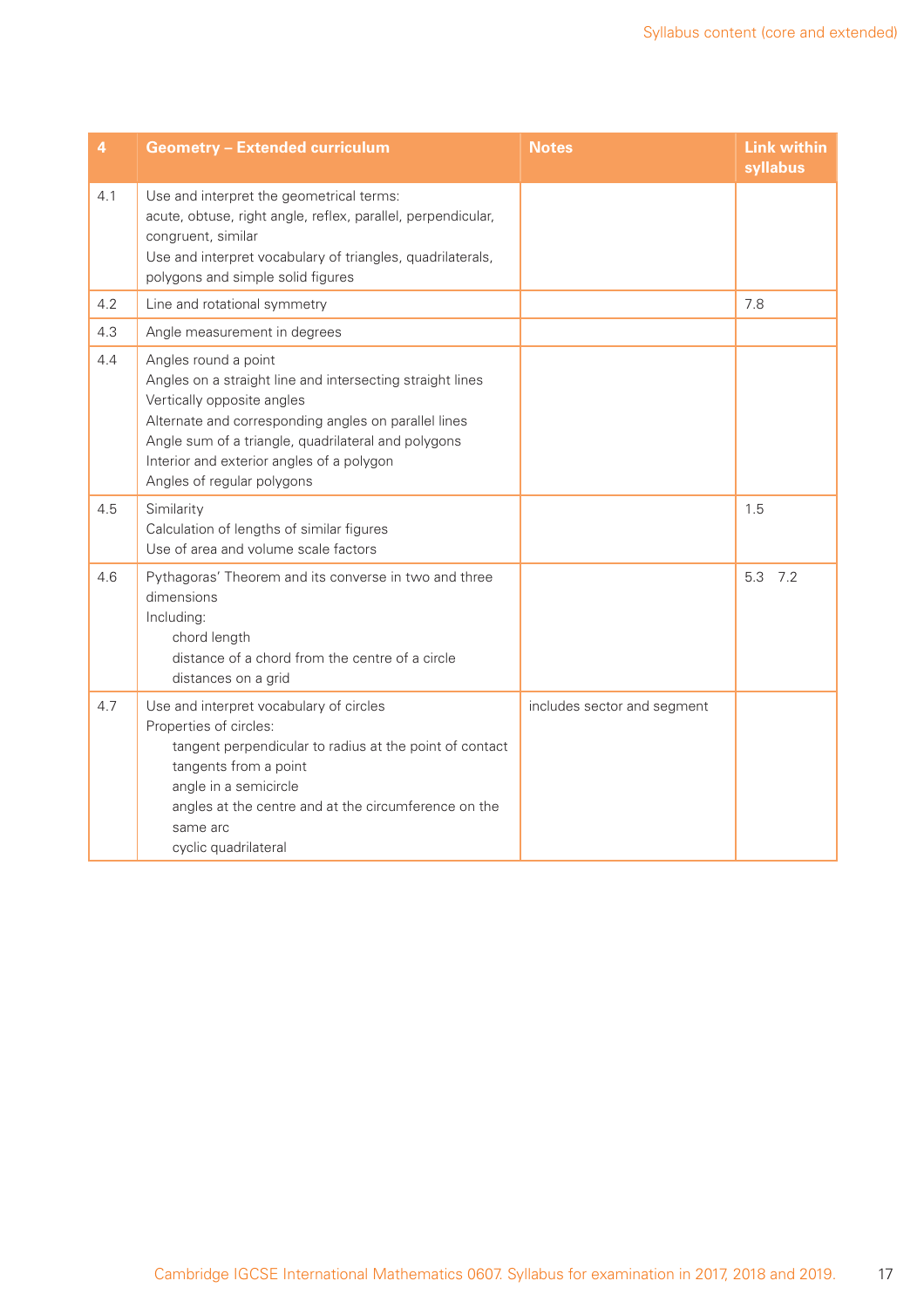| 4 | Geometry – Extended curriculum | Notes | Link within syllabus |
|---|---|---|---|
| 4.1 | Use and interpret the geometrical terms:<br>acute, obtuse, right angle, reflex, parallel, perpendicular, congruent, similar<br>Use and interpret vocabulary of triangles, quadrilaterals, polygons and simple solid figures | | |
| 4.2 | Line and rotational symmetry | | 7.8 |
| 4.3 | Angle measurement in degrees | | |
| 4.4 | Angles round a point<br>Angles on a straight line and intersecting straight lines<br>Vertically opposite angles<br>Alternate and corresponding angles on parallel lines<br>Angle sum of a triangle, quadrilateral and polygons<br>Interior and exterior angles of a polygon<br>Angles of regular polygons | | |
| 4.5 | Similarity<br>Calculation of lengths of similar figures<br>Use of area and volume scale factors | | 1.5 |
| 4.6 | Pythagoras' Theorem and its converse in two and three dimensions<br>Including:<br>chord length<br>distance of a chord from the centre of a circle<br>distances on a grid | | 5.3 7.2 |
| 4.7 | Use and interpret vocabulary of circles<br>Properties of circles:<br>tangent perpendicular to radius at the point of contact<br>tangents from a point<br>angle in a semicircle<br>angles at the centre and at the circumference on the same arc<br>cyclic quadrilateral | includes sector and segment | |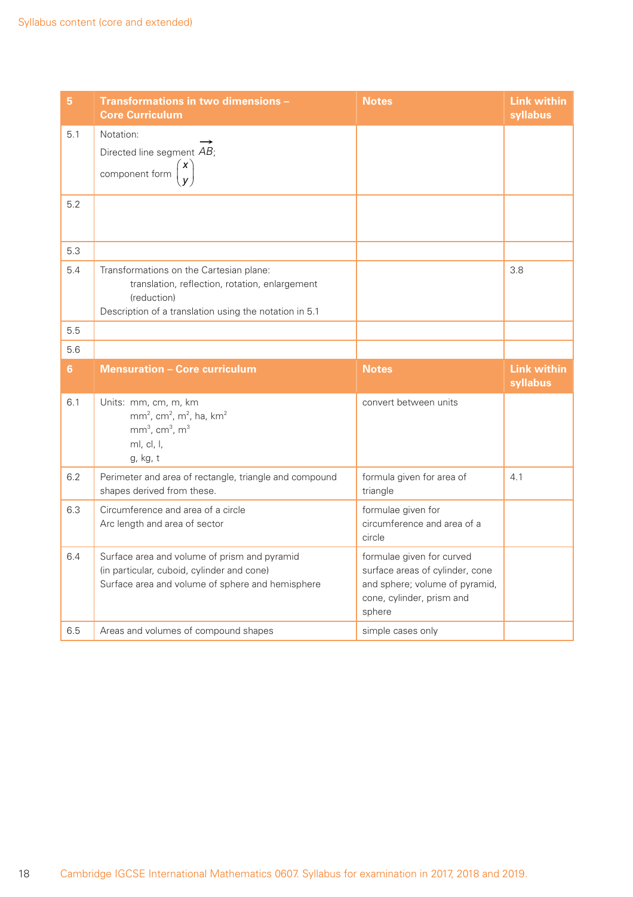| 5 | Transformations in two dimensions – Core Curriculum | Notes | Link within syllabus |
|---|---|---|---|
| 5.1 | Notation:<br>Directed line segment $\overrightarrow{AB}$;<br>component form $\begin{pmatrix} x \\ y \end{pmatrix}$ | | |
| 5.2 | | | |
| 5.3 | | | |
| 5.4 | Transformations on the Cartesian plane:<br>translation, reflection, rotation, enlargement (reduction)<br>Description of a translation using the notation in 5.1 | | 3.8 |
| 5.5 | | | |
| 5.6 | | | |

| 6 | Mensuration – Core curriculum | Notes | Link within syllabus |
|---|---|---|---|
| 6.1 | Units: mm, cm, m, km<br>$mm^2$, $cm^2$, $m^2$, ha, $km^2$<br>$mm^3$, $cm^3$, $m^3$<br>ml, cl, l,<br>g, kg, t | convert between units | |
| 6.2 | Perimeter and area of rectangle, triangle and compound shapes derived from these. | formula given for area of triangle | 4.1 |
| 6.3 | Circumference and area of a circle<br>Arc length and area of sector | formulae given for circumference and area of a circle | |
| 6.4 | Surface area and volume of prism and pyramid (in particular, cuboid, cylinder and cone)<br>Surface area and volume of sphere and hemisphere | formulae given for curved surface areas of cylinder, cone and sphere; volume of pyramid, cone, cylinder, prism and sphere | |
| 6.5 | Areas and volumes of compound shapes | simple cases only | |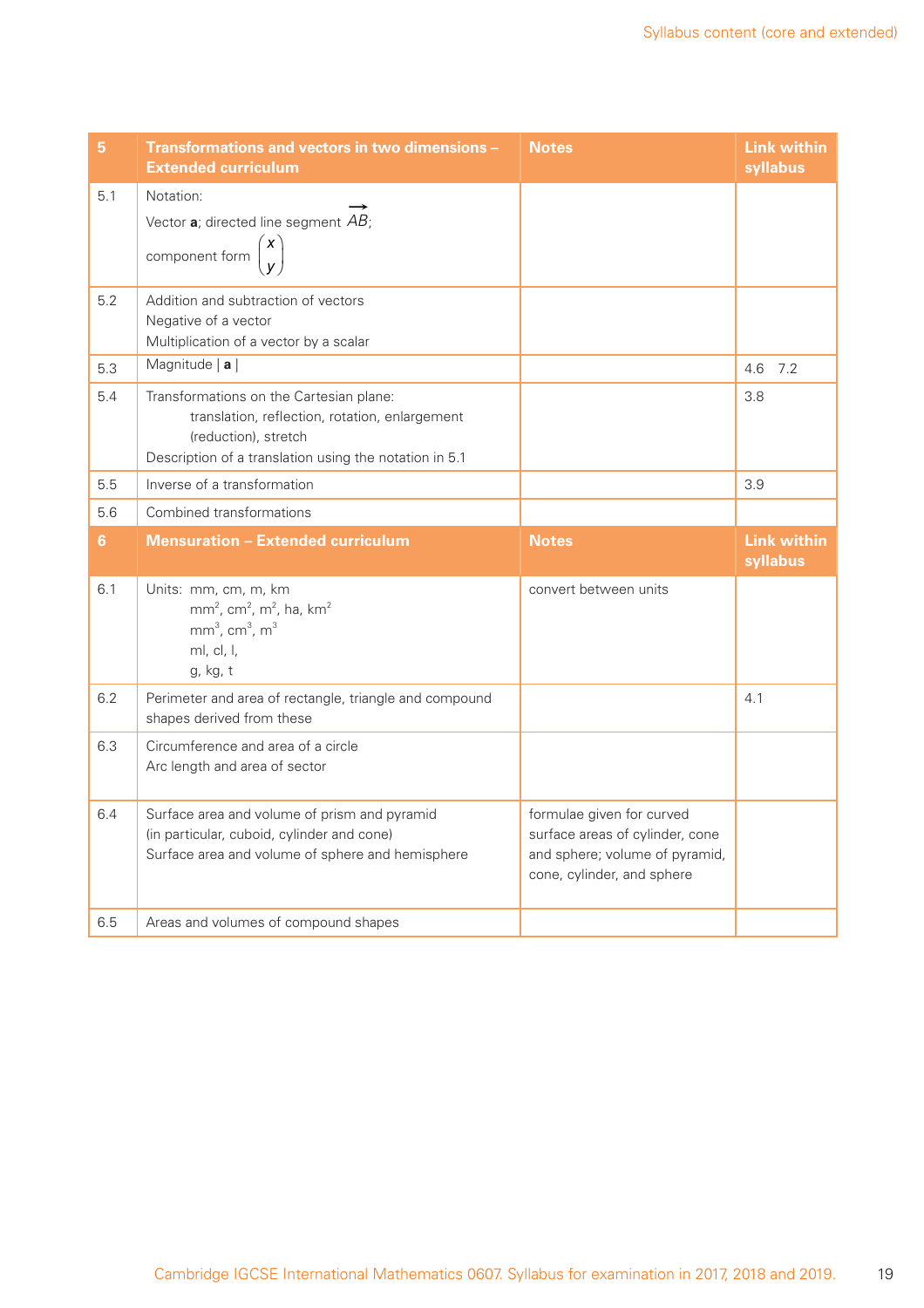| 5 | Transformations and vectors in two dimensions – Extended curriculum | Notes | Link within syllabus |
|---|---|---|---|
| 5.1 | Notation:<br>Vector **a**; directed line segment $\overrightarrow{AB}$;<br>component form $\begin{pmatrix} x \\ y \end{pmatrix}$ | | |
| 5.2 | Addition and subtraction of vectors<br>Negative of a vector<br>Multiplication of a vector by a scalar | | |
| 5.3 | Magnitude \| **a** \| | | 4.6 7.2 |
| 5.4 | Transformations on the Cartesian plane:<br>translation, reflection, rotation, enlargement (reduction), stretch<br>Description of a translation using the notation in 5.1 | | 3.8 |
| 5.5 | Inverse of a transformation | | 3.9 |
| 5.6 | Combined transformations | | |

| 6 | Mensuration – Extended curriculum | Notes | Link within syllabus |
|---|---|---|---|
| 6.1 | Units: mm, cm, m, km<br>$mm^2$, $cm^2$, $m^2$, ha, $km^2$<br>$mm^3$, $cm^3$, $m^3$<br>ml, cl, l,<br>g, kg, t | convert between units | |
| 6.2 | Perimeter and area of rectangle, triangle and compound shapes derived from these | | 4.1 |
| 6.3 | Circumference and area of a circle<br>Arc length and area of sector | | |
| 6.4 | Surface area and volume of prism and pyramid (in particular, cuboid, cylinder and cone)<br>Surface area and volume of sphere and hemisphere | formulae given for curved surface areas of cylinder, cone and sphere; volume of pyramid, cone, cylinder, and sphere | |
| 6.5 | Areas and volumes of compound shapes | | |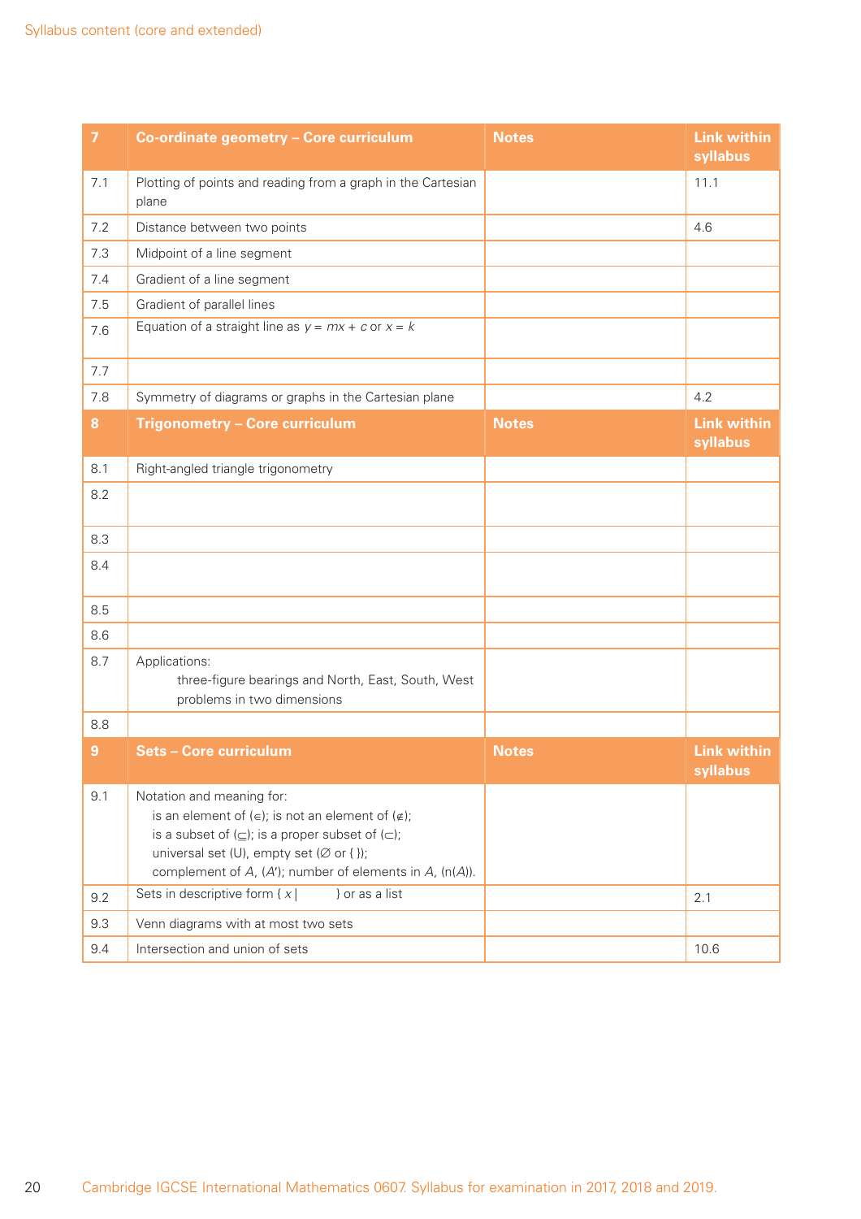Syllabus content (core and extended)

| 7 | Co-ordinate geometry – Core curriculum | Notes | Link within syllabus |
|---|---|---|---|
| 7.1 | Plotting of points and reading from a graph in the Cartesian plane | | 11.1 |
| 7.2 | Distance between two points | | 4.6 |
| 7.3 | Midpoint of a line segment | | |
| 7.4 | Gradient of a line segment | | |
| 7.5 | Gradient of parallel lines | | |
| 7.6 | Equation of a straight line as $y = mx + c$ or $x = k$ | | |
| 7.7 | | | |
| 7.8 | Symmetry of diagrams or graphs in the Cartesian plane | | 4.2 |

| 8 | Trigonometry – Core curriculum | Notes | Link within syllabus |
|---|---|---|---|
| 8.1 | Right-angled triangle trigonometry | | |
| 8.2 | | | |
| 8.3 | | | |
| 8.4 | | | |
| 8.5 | | | |
| 8.6 | | | |
| 8.7 | Applications:<br>three-figure bearings and North, East, South, West<br>problems in two dimensions | | |
| 8.8 | | | |

| 9 | Sets – Core curriculum | Notes | Link within syllabus |
|---|---|---|---|
| 9.1 | Notation and meaning for:<br>is an element of ($\in$); is not an element of ($\notin$);<br>is a subset of ($\subseteq$); is a proper subset of ($\subset$);<br>universal set (U), empty set ($\varnothing$ or { });<br>complement of $A$, ($A'$); number of elements in $A$, (n($A$)). | | |
| 9.2 | Sets in descriptive form { $x$ \| } or as a list | | 2.1 |
| 9.3 | Venn diagrams with at most two sets | | |
| 9.4 | Intersection and union of sets | | 10.6 |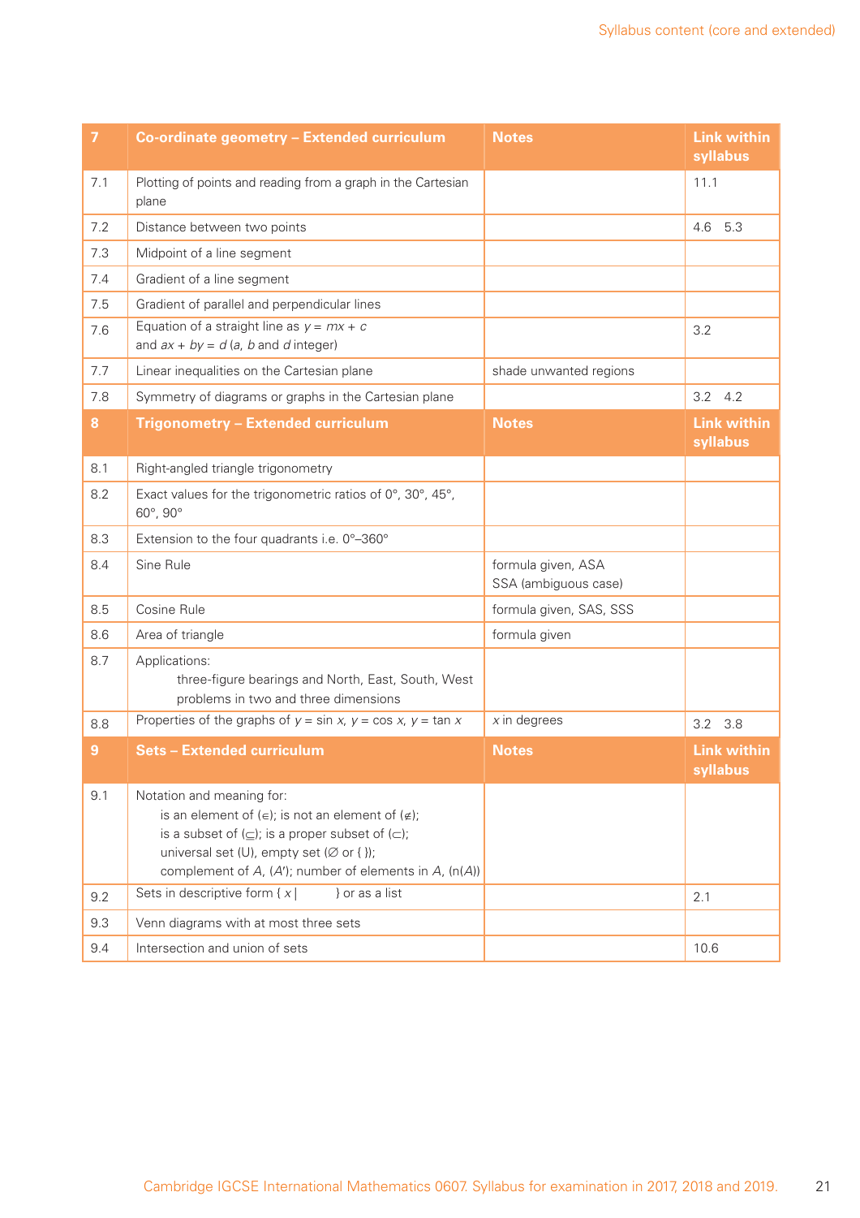| 7 | Co-ordinate geometry – Extended curriculum | Notes | Link within syllabus |
|---|---|---|---|
| 7.1 | Plotting of points and reading from a graph in the Cartesian plane | | 11.1 |
| 7.2 | Distance between two points | | 4.6 5.3 |
| 7.3 | Midpoint of a line segment | | |
| 7.4 | Gradient of a line segment | | |
| 7.5 | Gradient of parallel and perpendicular lines | | |
| 7.6 | Equation of a straight line as $y = mx + c$ and $ax + by = d$ ($a$, $b$ and $d$ integer) | | 3.2 |
| 7.7 | Linear inequalities on the Cartesian plane | shade unwanted regions | |
| 7.8 | Symmetry of diagrams or graphs in the Cartesian plane | | 3.2 4.2 |

| 8 | Trigonometry – Extended curriculum | Notes | Link within syllabus |
|---|---|---|---|
| 8.1 | Right-angled triangle trigonometry | | |
| 8.2 | Exact values for the trigonometric ratios of 0°, 30°, 45°, 60°, 90° | | |
| 8.3 | Extension to the four quadrants i.e. 0°–360° | | |
| 8.4 | Sine Rule | formula given, ASA<br>SSA (ambiguous case) | |
| 8.5 | Cosine Rule | formula given, SAS, SSS | |
| 8.6 | Area of triangle | formula given | |
| 8.7 | Applications:<br>three-figure bearings and North, East, South, West<br>problems in two and three dimensions | | |
| 8.8 | Properties of the graphs of $y = \sin x$, $y = \cos x$, $y = \tan x$ | $x$ in degrees | 3.2 3.8 |

| 9 | Sets – Extended curriculum | Notes | Link within syllabus |
|---|---|---|---|
| 9.1 | Notation and meaning for:<br>is an element of ($\in$); is not an element of ($\notin$);<br>is a subset of ($\subseteq$); is a proper subset of ($\subset$);<br>universal set (U), empty set ($\varnothing$ or { });<br>complement of $A$, ($A'$); number of elements in $A$, ($n(A)$) | | |
| 9.2 | Sets in descriptive form { $x$ \| } or as a list | | 2.1 |
| 9.3 | Venn diagrams with at most three sets | | |
| 9.4 | Intersection and union of sets | | 10.6 |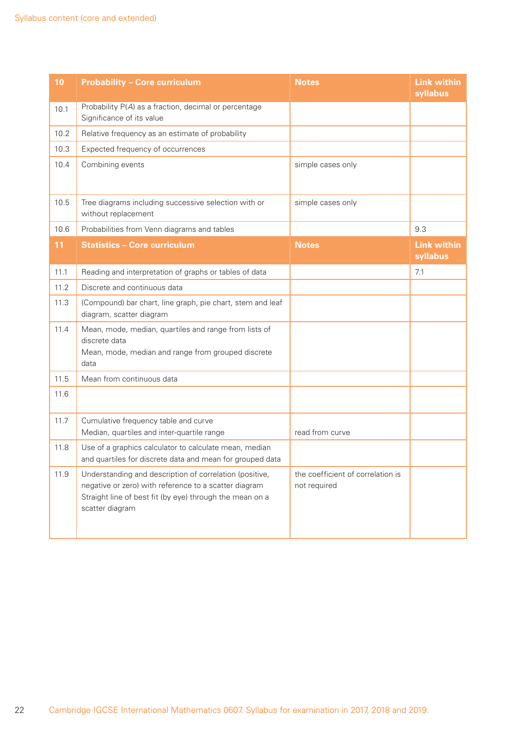| 10 | Probability – Core curriculum | Notes | Link within syllabus |
|---|---|---|---|
| 10.1 | Probability P(*A*) as a fraction, decimal or percentage<br>Significance of its value | | |
| 10.2 | Relative frequency as an estimate of probability | | |
| 10.3 | Expected frequency of occurrences | | |
| 10.4 | Combining events | simple cases only | |
| 10.5 | Tree diagrams including successive selection with or without replacement | simple cases only | |
| 10.6 | Probabilities from Venn diagrams and tables | | 9.3 |

| 11 | Statistics – Core curriculum | Notes | Link within syllabus |
|---|---|---|---|
| 11.1 | Reading and interpretation of graphs or tables of data | | 7.1 |
| 11.2 | Discrete and continuous data | | |
| 11.3 | (Compound) bar chart, line graph, pie chart, stem and leaf diagram, scatter diagram | | |
| 11.4 | Mean, mode, median, quartiles and range from lists of discrete data<br>Mean, mode, median and range from grouped discrete data | | |
| 11.5 | Mean from continuous data | | |
| 11.6 | | | |
| 11.7 | Cumulative frequency table and curve<br>Median, quartiles and inter-quartile range | read from curve | |
| 11.8 | Use of a graphics calculator to calculate mean, median and quartiles for discrete data and mean for grouped data | | |
| 11.9 | Understanding and description of correlation (positive, negative or zero) with reference to a scatter diagram<br>Straight line of best fit (by eye) through the mean on a scatter diagram | the coefficient of correlation is not required | |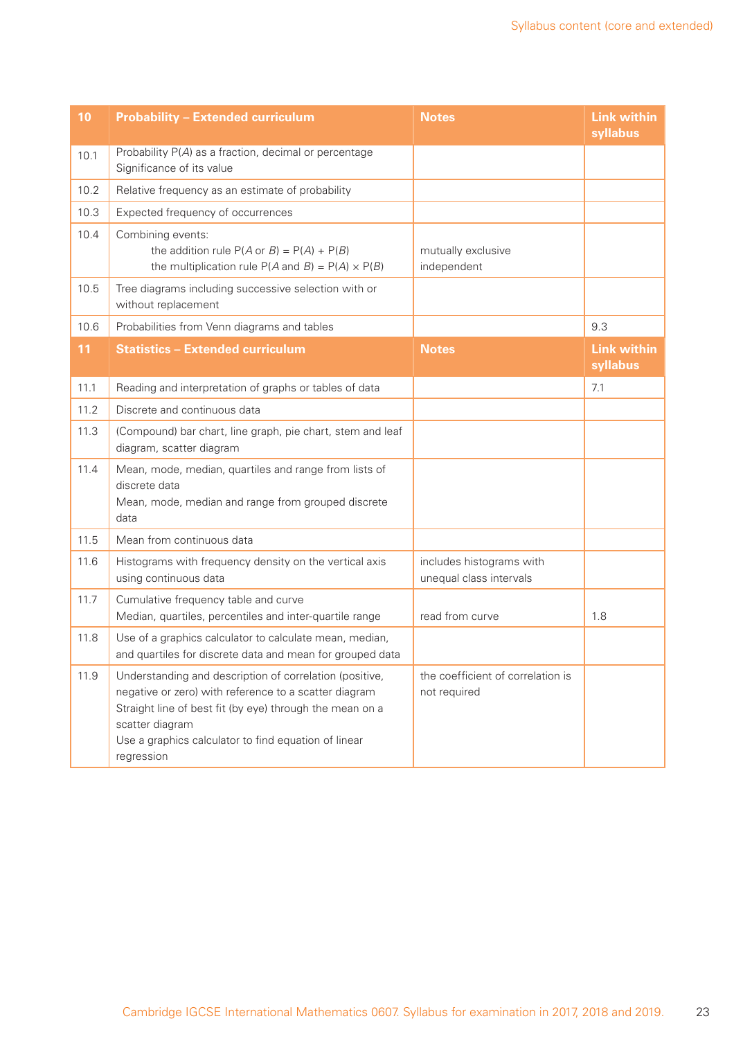| 10 | Probability – Extended curriculum | Notes | Link within syllabus |
|---|---|---|---|
| 10.1 | Probability P($A$) as a fraction, decimal or percentage<br>Significance of its value | | |
| 10.2 | Relative frequency as an estimate of probability | | |
| 10.3 | Expected frequency of occurrences | | |
| 10.4 | Combining events:<br>the addition rule P($A$ or $B$) = P($A$) + P($B$)<br>the multiplication rule P($A$ and $B$) = P($A$) × P($B$) | mutually exclusive<br>independent | |
| 10.5 | Tree diagrams including successive selection with or without replacement | | |
| 10.6 | Probabilities from Venn diagrams and tables | | 9.3 |

| 11 | Statistics – Extended curriculum | Notes | Link within syllabus |
|---|---|---|---|
| 11.1 | Reading and interpretation of graphs or tables of data | | 7.1 |
| 11.2 | Discrete and continuous data | | |
| 11.3 | (Compound) bar chart, line graph, pie chart, stem and leaf diagram, scatter diagram | | |
| 11.4 | Mean, mode, median, quartiles and range from lists of discrete data<br>Mean, mode, median and range from grouped discrete data | | |
| 11.5 | Mean from continuous data | | |
| 11.6 | Histograms with frequency density on the vertical axis using continuous data | includes histograms with unequal class intervals | |
| 11.7 | Cumulative frequency table and curve<br>Median, quartiles, percentiles and inter-quartile range | read from curve | 1.8 |
| 11.8 | Use of a graphics calculator to calculate mean, median, and quartiles for discrete data and mean for grouped data | | |
| 11.9 | Understanding and description of correlation (positive, negative or zero) with reference to a scatter diagram<br>Straight line of best fit (by eye) through the mean on a scatter diagram<br>Use a graphics calculator to find equation of linear regression | the coefficient of correlation is not required | |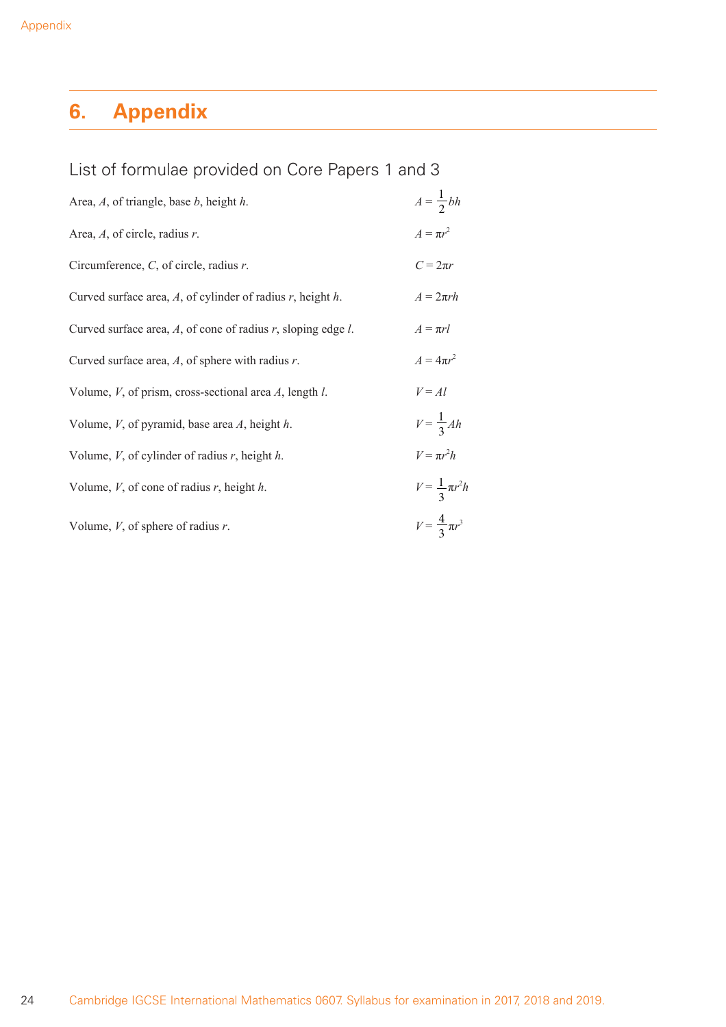# 6. Appendix

## List of formulae provided on Core Papers 1 and 3

| | |
|---|---|
| Area, $A$, of triangle, base $b$, height $h$. | $A = \frac{1}{2}bh$ |
| Area, $A$, of circle, radius $r$. | $A = \pi r^2$ |
| Circumference, $C$, of circle, radius $r$. | $C = 2\pi r$ |
| Curved surface area, $A$, of cylinder of radius $r$, height $h$. | $A = 2\pi rh$ |
| Curved surface area, $A$, of cone of radius $r$, sloping edge $l$. | $A = \pi rl$ |
| Curved surface area, $A$, of sphere with radius $r$. | $A = 4\pi r^2$ |
| Volume, $V$, of prism, cross-sectional area $A$, length $l$. | $V = Al$ |
| Volume, $V$, of pyramid, base area $A$, height $h$. | $V = \frac{1}{3}Ah$ |
| Volume, $V$, of cylinder of radius $r$, height $h$. | $V = \pi r^2 h$ |
| Volume, $V$, of cone of radius $r$, height $h$. | $V = \frac{1}{3}\pi r^2 h$ |
| Volume, $V$, of sphere of radius $r$. | $V = \frac{4}{3}\pi r^3$ |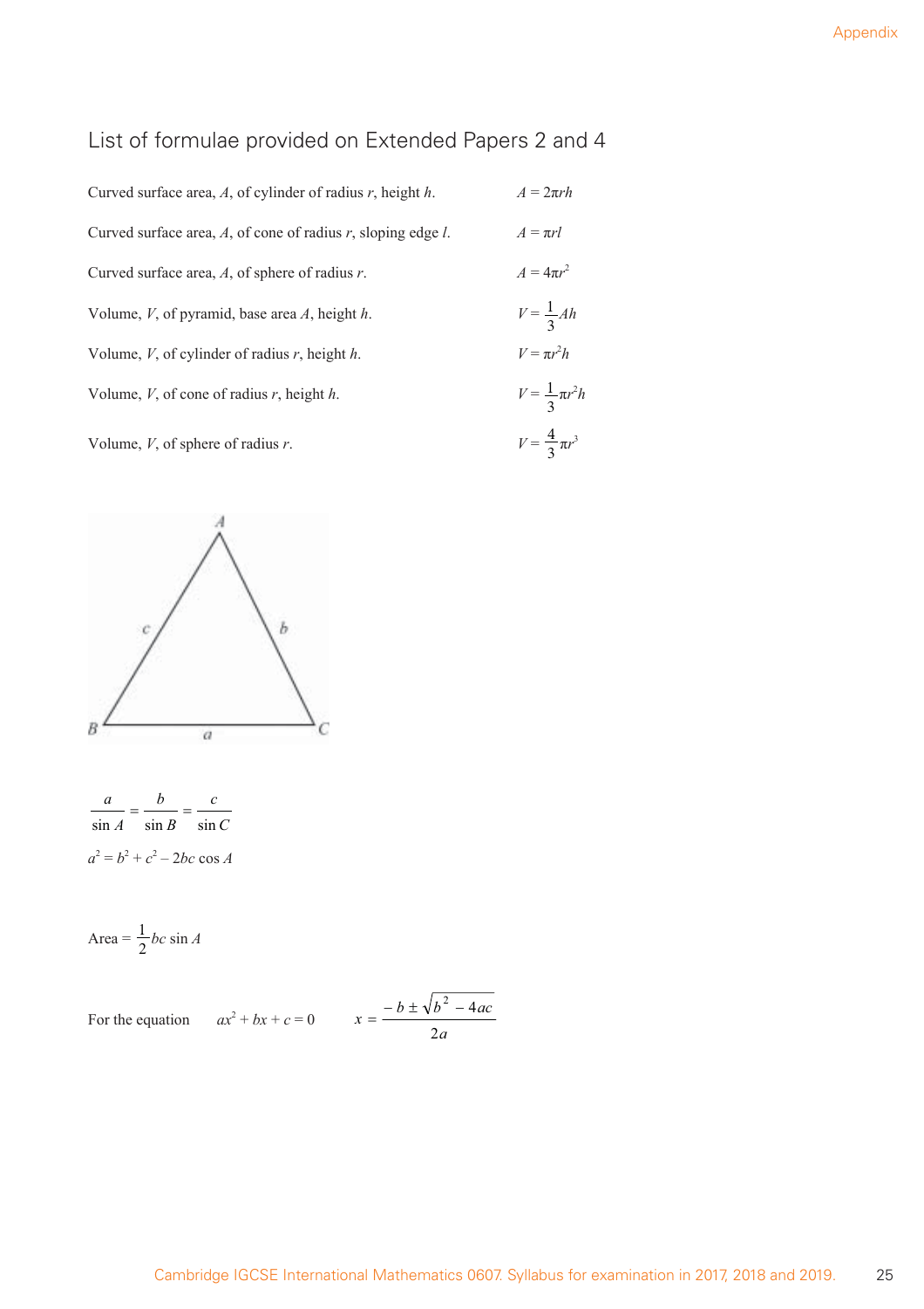## List of formulae provided on Extended Papers 2 and 4

| | |
|---|---|
| Curved surface area, $A$, of cylinder of radius $r$, height $h$. | $A = 2\pi rh$ |
| Curved surface area, $A$, of cone of radius $r$, sloping edge $l$. | $A = \pi rl$ |
| Curved surface area, $A$, of sphere of radius $r$. | $A = 4\pi r^2$ |
| Volume, $V$, of pyramid, base area $A$, height $h$. | $V = \frac{1}{3}Ah$ |
| Volume, $V$, of cylinder of radius $r$, height $h$. | $V = \pi r^2 h$ |
| Volume, $V$, of cone of radius $r$, height $h$. | $V = \frac{1}{3}\pi r^2 h$ |
| Volume, $V$, of sphere of radius $r$. | $V = \frac{4}{3}\pi r^3$ |

$$\frac{a}{\sin A} = \frac{b}{\sin B} = \frac{c}{\sin C}$$

$$a^2 = b^2 + c^2 - 2bc \cos A$$

$$\text{Area} = \frac{1}{2}bc \sin A$$

For the equation $ax^2 + bx + c = 0$ $\quad x = \dfrac{-b \pm \sqrt{b^2 - 4ac}}{2a}$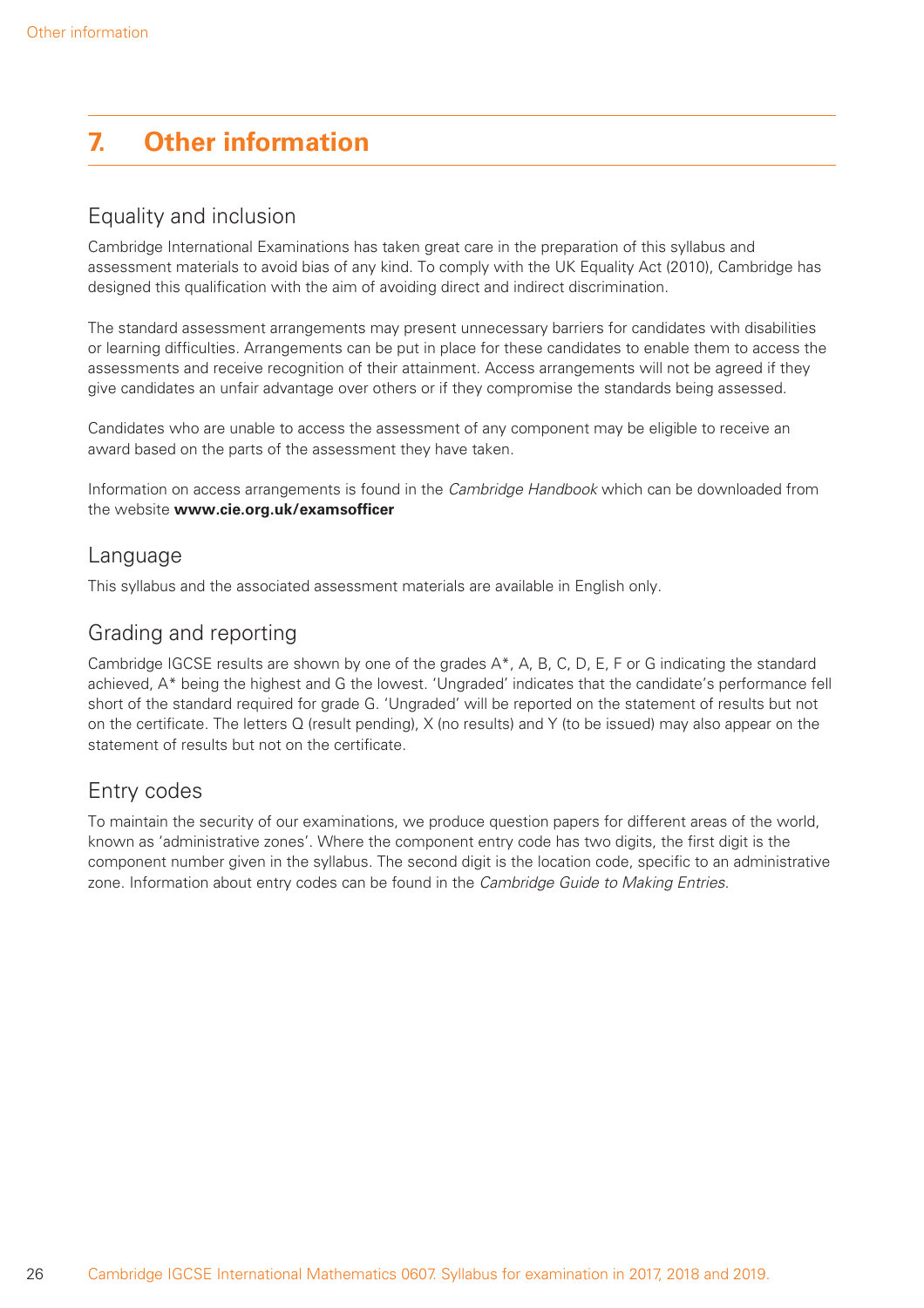# 7. Other information

## Equality and inclusion

Cambridge International Examinations has taken great care in the preparation of this syllabus and assessment materials to avoid bias of any kind. To comply with the UK Equality Act (2010), Cambridge has designed this qualification with the aim of avoiding direct and indirect discrimination.

The standard assessment arrangements may present unnecessary barriers for candidates with disabilities or learning difficulties. Arrangements can be put in place for these candidates to enable them to access the assessments and receive recognition of their attainment. Access arrangements will not be agreed if they give candidates an unfair advantage over others or if they compromise the standards being assessed.

Candidates who are unable to access the assessment of any component may be eligible to receive an award based on the parts of the assessment they have taken.

Information on access arrangements is found in the *Cambridge Handbook* which can be downloaded from the website **www.cie.org.uk/examsofficer**

## Language

This syllabus and the associated assessment materials are available in English only.

## Grading and reporting

Cambridge IGCSE results are shown by one of the grades A*, A, B, C, D, E, F or G indicating the standard achieved, A* being the highest and G the lowest. 'Ungraded' indicates that the candidate's performance fell short of the standard required for grade G. 'Ungraded' will be reported on the statement of results but not on the certificate. The letters Q (result pending), X (no results) and Y (to be issued) may also appear on the statement of results but not on the certificate.

## Entry codes

To maintain the security of our examinations, we produce question papers for different areas of the world, known as 'administrative zones'. Where the component entry code has two digits, the first digit is the component number given in the syllabus. The second digit is the location code, specific to an administrative zone. Information about entry codes can be found in the *Cambridge Guide to Making Entries*.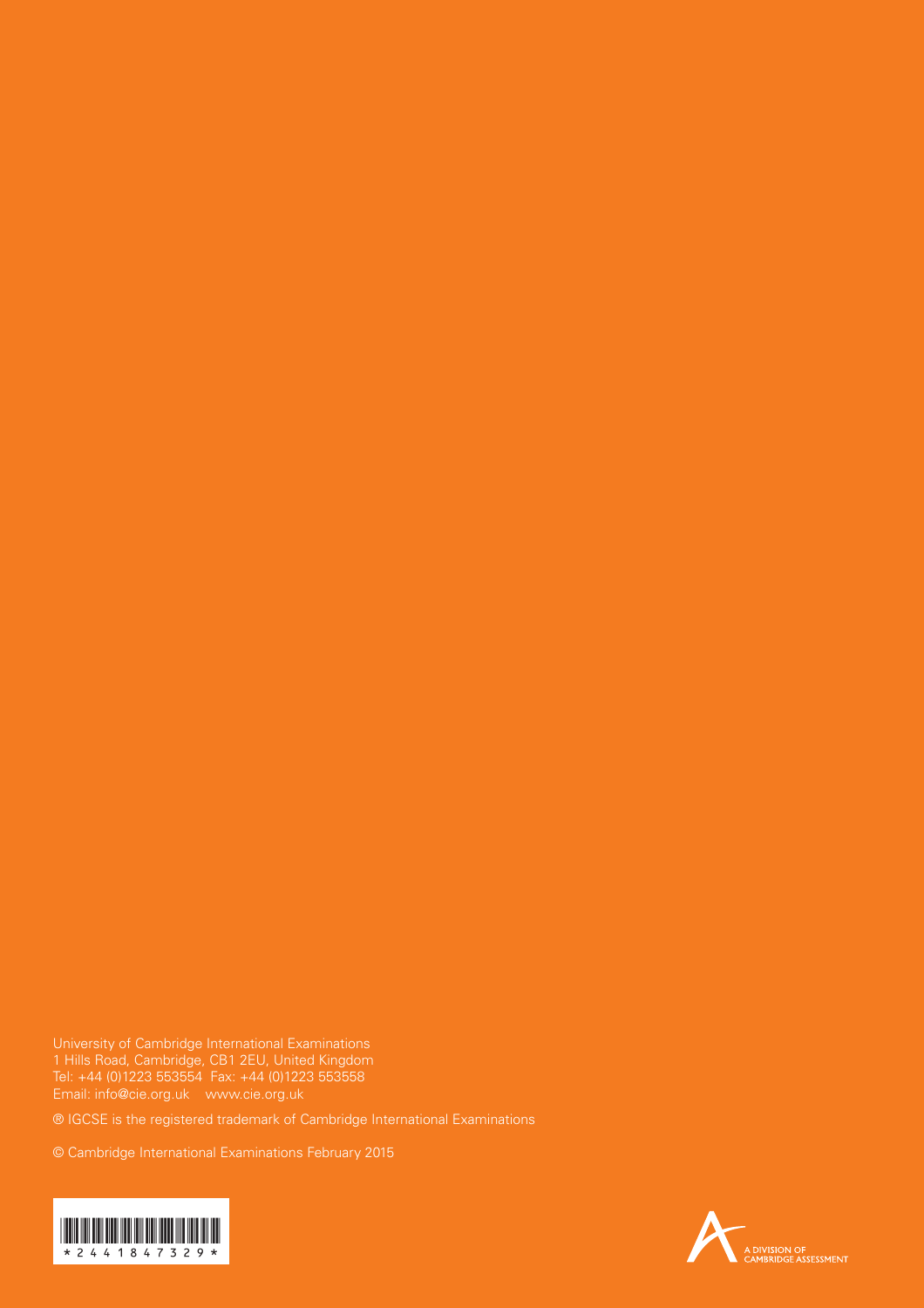University of Cambridge International Examinations
1 Hills Road, Cambridge, CB1 2EU, United Kingdom
Tel: +44 (0)1223 553554 Fax: +44 (0)1223 553558
Email: info@cie.org.uk www.cie.org.uk

® IGCSE is the registered trademark of Cambridge International Examinations

© Cambridge International Examinations February 2015

* 2 4 4 1 8 4 7 3 2 9 *

A DIVISION OF
CAMBRIDGE ASSESSMENT